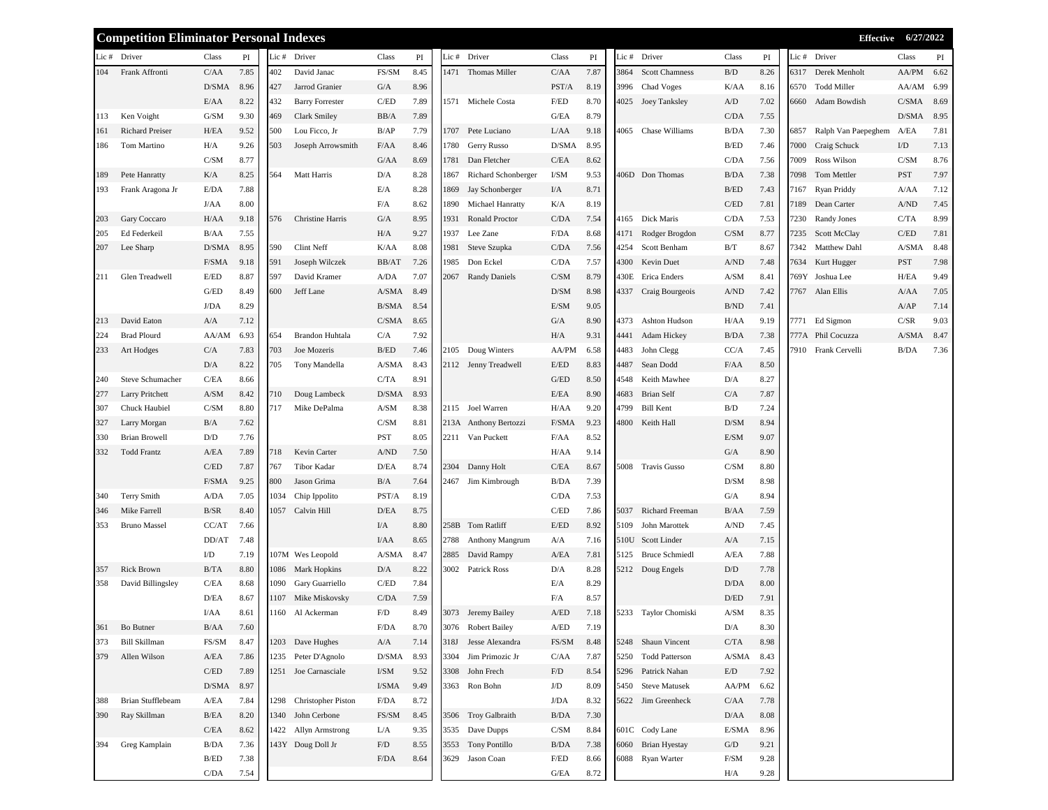# Competition Eliminator Personal Indexes

Effective 6/27/2022

| Lic # | Driver | Class | PI |
|---|---|---|---|
| 104 | Frank Affronti | C/AA | 7.85 |
| | | D/SMA | 8.96 |
| | | E/AA | 8.22 |
| 113 | Ken Voight | G/SM | 9.30 |
| 161 | Richard Preiser | H/EA | 9.52 |
| 186 | Tom Martino | H/A | 9.26 |
| | | C/SM | 8.77 |
| 189 | Pete Hanratty | K/A | 8.25 |
| 193 | Frank Aragona Jr | E/DA | 7.88 |
| | | J/AA | 8.00 |
| 203 | Gary Coccaro | H/AA | 9.18 |
| 205 | Ed Federkeil | B/AA | 7.55 |
| 207 | Lee Sharp | D/SMA | 8.95 |
| | | F/SMA | 9.18 |
| 211 | Glen Treadwell | E/ED | 8.87 |
| | | G/ED | 8.49 |
| | | J/DA | 8.29 |
| 213 | David Eaton | A/A | 7.12 |
| 224 | Brad Plourd | AA/AM | 6.93 |
| 233 | Art Hodges | C/A | 7.83 |
| | | D/A | 8.22 |
| 240 | Steve Schumacher | C/EA | 8.66 |
| 277 | Larry Pritchett | A/SM | 8.42 |
| 307 | Chuck Haubiel | C/SM | 8.80 |
| 327 | Larry Morgan | B/A | 7.62 |
| 330 | Brian Browell | D/D | 7.76 |
| 332 | Todd Frantz | A/EA | 7.89 |
| | | C/ED | 7.87 |
| | | F/SMA | 9.25 |
| 340 | Terry Smith | A/DA | 7.05 |
| 346 | Mike Farrell | B/SR | 8.40 |
| 353 | Bruno Massel | CC/AT | 7.66 |
| | | DD/AT | 7.48 |
| | | I/D | 7.19 |
| 357 | Rick Brown | B/TA | 8.80 |
| 358 | David Billingsley | C/EA | 8.68 |
| | | D/EA | 8.67 |
| | | I/AA | 8.61 |
| 361 | Bo Butner | B/AA | 7.60 |
| 373 | Bill Skillman | FS/SM | 8.47 |
| 379 | Allen Wilson | A/EA | 7.86 |
| | | C/ED | 7.89 |
| | | D/SMA | 8.97 |
| 388 | Brian Stufflebeam | A/EA | 7.84 |
| 390 | Ray Skillman | B/EA | 8.20 |
| | | C/EA | 8.62 |
| 394 | Greg Kamplain | B/DA | 7.36 |
| | | B/ED | 7.38 |
| | | C/DA | 7.54 |
| 402 | David Janac | FS/SM | 8.45 |
| 427 | Jarrod Granier | G/A | 8.96 |
| 432 | Barry Forrester | C/ED | 7.89 |
| 469 | Clark Smiley | BB/A | 7.89 |
| 500 | Lou Ficco, Jr | B/AP | 7.79 |
| 503 | Joseph Arrowsmith | F/AA | 8.46 |
| | | G/AA | 8.69 |
| 564 | Matt Harris | D/A | 8.28 |
| | | E/A | 8.28 |
| | | F/A | 8.62 |
| 576 | Christine Harris | G/A | 8.95 |
| | | H/A | 9.27 |
| 590 | Clint Neff | K/AA | 8.08 |
| 591 | Joseph Wilczek | BB/AT | 7.26 |
| 597 | David Kramer | A/DA | 7.07 |
| 600 | Jeff Lane | A/SMA | 8.49 |
| | | B/SMA | 8.54 |
| | | C/SMA | 8.65 |
| 654 | Brandon Huhtala | C/A | 7.92 |
| 703 | Joe Mozeris | B/ED | 7.46 |
| 705 | Tony Mandella | A/SMA | 8.43 |
| | | C/TA | 8.91 |
| 710 | Doug Lambeck | D/SMA | 8.93 |
| 717 | Mike DePalma | A/SM | 8.38 |
| | | C/SM | 8.81 |
| | | PST | 8.05 |
| 718 | Kevin Carter | A/ND | 7.50 |
| 767 | Tibor Kadar | D/EA | 8.74 |
| 800 | Jason Grima | B/A | 7.64 |
| 1034 | Chip Ippolito | PST/A | 8.19 |
| 1057 | Calvin Hill | D/EA | 8.75 |
| | | I/A | 8.80 |
| | | I/AA | 8.65 |
| 107M | Wes Leopold | A/SMA | 8.47 |
| 1086 | Mark Hopkins | D/A | 8.22 |
| 1090 | Gary Guarriello | C/ED | 7.84 |
| 1107 | Mike Miskovsky | C/DA | 7.59 |
| 1160 | Al Ackerman | F/D | 8.49 |
| | | F/DA | 8.70 |
| 1203 | Dave Hughes | A/A | 7.14 |
| 1235 | Peter D'Agnolo | D/SMA | 8.93 |
| 1251 | Joe Carnasciale | I/SM | 9.52 |
| | | I/SMA | 9.49 |
| 1298 | Christopher Piston | F/DA | 8.72 |
| 1340 | John Cerbone | FS/SM | 8.45 |
| 1422 | Allyn Armstrong | L/A | 9.35 |
| 143Y | Doug Doll Jr | F/D | 8.55 |
| | | F/DA | 8.64 |
| 1471 | Thomas Miller | C/AA | 7.87 |
| | | PST/A | 8.19 |
| 1571 | Michele Costa | F/ED | 8.70 |
| | | G/EA | 8.79 |
| 1707 | Pete Luciano | L/AA | 9.18 |
| 1780 | Gerry Russo | D/SMA | 8.95 |
| 1781 | Dan Fletcher | C/EA | 8.62 |
| 1867 | Richard Schonberger | I/SM | 9.53 |
| 1869 | Jay Schonberger | I/A | 8.71 |
| 1890 | Michael Hanratty | K/A | 8.19 |
| 1931 | Ronald Proctor | C/DA | 7.54 |
| 1937 | Lee Zane | F/DA | 8.68 |
| 1981 | Steve Szupka | C/DA | 7.56 |
| 1985 | Don Eckel | C/DA | 7.57 |
| 2067 | Randy Daniels | C/SM | 8.79 |
| | | D/SM | 8.98 |
| | | E/SM | 9.05 |
| | | G/A | 8.90 |
| | | H/A | 9.31 |
| 2105 | Doug Winters | AA/PM | 6.58 |
| 2112 | Jenny Treadwell | E/ED | 8.83 |
| | | G/ED | 8.50 |
| | | E/EA | 8.90 |
| 2115 | Joel Warren | H/AA | 9.20 |
| 213A | Anthony Bertozzi | F/SMA | 9.23 |
| 2211 | Van Puckett | F/AA | 8.52 |
| | | H/AA | 9.14 |
| 2304 | Danny Holt | C/EA | 8.67 |
| 2467 | Jim Kimbrough | B/DA | 7.39 |
| | | C/DA | 7.53 |
| | | C/ED | 7.86 |
| 258B | Tom Ratliff | E/ED | 8.92 |
| 2788 | Anthony Mangrum | A/A | 7.16 |
| 2885 | David Rampy | A/EA | 7.81 |
| 3002 | Patrick Ross | D/A | 8.28 |
| | | E/A | 8.29 |
| | | F/A | 8.57 |
| 3073 | Jeremy Bailey | A/ED | 7.18 |
| 3076 | Robert Bailey | A/ED | 7.19 |
| 318J | Jesse Alexandra | FS/SM | 8.48 |
| 3304 | Jim Primozic Jr | C/AA | 7.87 |
| 3308 | John Frech | F/D | 8.54 |
| 3363 | Ron Bohn | J/D | 8.09 |
| | | J/DA | 8.32 |
| 3506 | Troy Galbraith | B/DA | 7.30 |
| 3535 | Dave Dupps | C/SM | 8.84 |
| 3553 | Tony Pontillo | B/DA | 7.38 |
| 3629 | Jason Coan | F/ED | 8.66 |
| | | G/EA | 8.72 |
| 3864 | Scott Chamness | B/D | 8.26 |
| 3996 | Chad Voges | K/AA | 8.16 |
| 4025 | Joey Tanksley | A/D | 7.02 |
| | | C/DA | 7.55 |
| 4065 | Chase Williams | B/DA | 7.30 |
| | | B/ED | 7.46 |
| | | C/DA | 7.56 |
| 406D | Don Thomas | B/DA | 7.38 |
| | | B/ED | 7.43 |
| | | C/ED | 7.81 |
| 4165 | Dick Maris | C/DA | 7.53 |
| 4171 | Rodger Brogdon | C/SM | 8.77 |
| 4254 | Scott Benham | B/T | 8.67 |
| 4300 | Kevin Duet | A/ND | 7.48 |
| 430E | Erica Enders | A/SM | 8.41 |
| 4337 | Craig Bourgeois | A/ND | 7.42 |
| | | B/ND | 7.41 |
| 4373 | Ashton Hudson | H/AA | 9.19 |
| 4441 | Adam Hickey | B/DA | 7.38 |
| 4483 | John Clegg | CC/A | 7.45 |
| 4487 | Sean Dodd | F/AA | 8.50 |
| 4548 | Keith Mawhee | D/A | 8.27 |
| 4683 | Brian Self | C/A | 7.87 |
| 4799 | Bill Kent | B/D | 7.24 |
| 4800 | Keith Hall | D/SM | 8.94 |
| | | E/SM | 9.07 |
| | | G/A | 8.90 |
| 5008 | Travis Gusso | C/SM | 8.80 |
| | | D/SM | 8.98 |
| | | G/A | 8.94 |
| 5037 | Richard Freeman | B/AA | 7.59 |
| 5109 | John Marottek | A/ND | 7.45 |
| 510U | Scott Linder | A/A | 7.15 |
| 5125 | Bruce Schmiedl | A/EA | 7.88 |
| 5212 | Doug Engels | D/D | 7.78 |
| | | D/DA | 8.00 |
| | | D/ED | 7.91 |
| 5233 | Taylor Chomiski | A/SM | 8.35 |
| | | D/A | 8.30 |
| 5248 | Shaun Vincent | C/TA | 8.98 |
| 5250 | Todd Patterson | A/SMA | 8.43 |
| 5296 | Patrick Nahan | E/D | 7.92 |
| 5450 | Steve Matusek | AA/PM | 6.62 |
| 5622 | Jim Greenheck | C/AA | 7.78 |
| | | D/AA | 8.08 |
| 601C | Cody Lane | E/SMA | 8.96 |
| 6060 | Brian Hyestay | G/D | 9.21 |
| 6088 | Ryan Warter | F/SM | 9.28 |
| | | H/A | 9.28 |
| 6317 | Derek Menholt | AA/PM | 6.62 |
| 6570 | Todd Miller | AA/AM | 6.99 |
| 6660 | Adam Bowdish | C/SMA | 8.69 |
| | | D/SMA | 8.95 |
| 6857 | Ralph Van Paepeghem | A/EA | 7.81 |
| 7000 | Craig Schuck | I/D | 7.13 |
| 7009 | Ross Wilson | C/SM | 8.76 |
| 7098 | Tom Mettler | PST | 7.97 |
| 7167 | Ryan Priddy | A/AA | 7.12 |
| 7189 | Dean Carter | A/ND | 7.45 |
| 7230 | Randy Jones | C/TA | 8.99 |
| 7235 | Scott McClay | C/ED | 7.81 |
| 7342 | Matthew Dahl | A/SMA | 8.48 |
| 7634 | Kurt Hugger | PST | 7.98 |
| 769Y | Joshua Lee | H/EA | 9.49 |
| 7767 | Alan Ellis | A/AA | 7.05 |
| | | A/AP | 7.14 |
| 7771 | Ed Sigmon | C/SR | 9.03 |
| 777A | Phil Cocuzza | A/SMA | 8.47 |
| 7910 | Frank Cervelli | B/DA | 7.36 |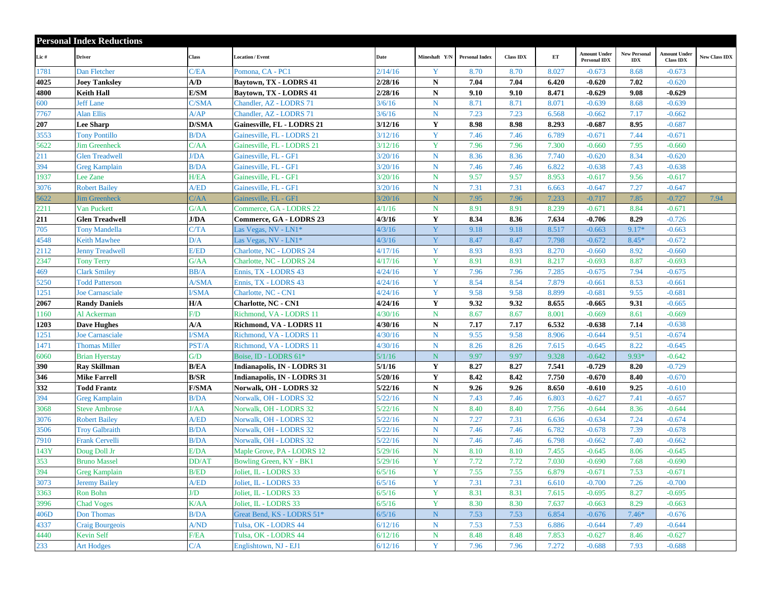## Personal Index Reductions

| Lic # | Driver | Class | Location / Event | Date | Mineshaft Y/N | Personal Index | Class IDX | ET | Amount Under Personal IDX | New Personal IDX | Amount Under Class IDX | New Class IDX |
|---|---|---|---|---|---|---|---|---|---|---|---|---|
| 1781 | Dan Fletcher | C/EA | Pomona, CA - PC1 | 2/14/16 | Y | 8.70 | 8.70 | 8.027 | -0.673 | 8.68 | -0.673 | |
| **4025** | **Joey Tanksley** | **A/D** | **Baytown, TX - LODRS 41** | **2/28/16** | **N** | **7.04** | **7.04** | **6.420** | **-0.620** | **7.02** | -0.620 | |
| **4800** | **Keith Hall** | **E/SM** | **Baytown, TX - LODRS 41** | **2/28/16** | **N** | **9.10** | **9.10** | **8.471** | **-0.629** | **9.08** | **-0.629** | |
| 600 | Jeff Lane | C/SMA | Chandler, AZ - LODRS 71 | 3/6/16 | N | 8.71 | 8.71 | 8.071 | -0.639 | 8.68 | -0.639 | |
| 7767 | Alan Ellis | A/AP | Chandler, AZ - LODRS 71 | 3/6/16 | N | 7.23 | 7.23 | 6.568 | -0.662 | 7.17 | -0.662 | |
| **207** | **Lee Sharp** | **D/SMA** | **Gainesville, FL - LODRS 21** | **3/12/16** | **Y** | **8.98** | **8.98** | **8.293** | **-0.687** | **8.95** | -0.687 | |
| 3553 | Tony Pontillo | B/DA | Gainesville, FL - LODRS 21 | 3/12/16 | Y | 7.46 | 7.46 | 6.789 | -0.671 | 7.44 | -0.671 | |
| 5622 | Jim Greenheck | C/AA | Gainesville, FL - LODRS 21 | 3/12/16 | Y | 7.96 | 7.96 | 7.300 | -0.660 | 7.95 | -0.660 | |
| 211 | Glen Treadwell | J/DA | Gainesville, FL - GF1 | 3/20/16 | N | 8.36 | 8.36 | 7.740 | -0.620 | 8.34 | -0.620 | |
| 394 | Greg Kamplain | B/DA | Gainesville, FL - GF1 | 3/20/16 | N | 7.46 | 7.46 | 6.822 | -0.638 | 7.43 | -0.638 | |
| 1937 | Lee Zane | H/EA | Gainesville, FL - GF1 | 3/20/16 | N | 9.57 | 9.57 | 8.953 | -0.617 | 9.56 | -0.617 | |
| 3076 | Robert Bailey | A/ED | Gainesville, FL - GF1 | 3/20/16 | N | 7.31 | 7.31 | 6.663 | -0.647 | 7.27 | -0.647 | |
| 5622 | Jim Greenheck | C/AA | Gainesville, FL - GF1 | 3/20/16 | N | 7.95 | 7.96 | 7.233 | -0.717 | 7.85 | -0.727 | 7.94 |
| 2211 | Van Puckett | G/AA | Commerce, GA - LODRS 22 | 4/1/16 | N | 8.91 | 8.91 | 8.239 | -0.671 | 8.84 | -0.671 | |
| **211** | **Glen Treadwell** | **J/DA** | **Commerce, GA - LODRS 23** | **4/3/16** | **Y** | **8.34** | **8.36** | **7.634** | **-0.706** | **8.29** | -0.726 | |
| 705 | Tony Mandella | C/TA | Las Vegas, NV - LN1* | 4/3/16 | Y | 9.18 | 9.18 | 8.517 | -0.663 | 9.17* | -0.663 | |
| 4548 | Keith Mawhee | D/A | Las Vegas, NV - LN1* | 4/3/16 | Y | 8.47 | 8.47 | 7.798 | -0.672 | 8.45* | -0.672 | |
| 2112 | Jenny Treadwell | E/ED | Charlotte, NC - LODRS 24 | 4/17/16 | Y | 8.93 | 8.93 | 8.270 | -0.660 | 8.92 | -0.660 | |
| 2347 | Tony Terry | G/AA | Charlotte, NC - LODRS 24 | 4/17/16 | Y | 8.91 | 8.91 | 8.217 | -0.693 | 8.87 | -0.693 | |
| 469 | Clark Smiley | BB/A | Ennis, TX - LODRS 43 | 4/24/16 | Y | 7.96 | 7.96 | 7.285 | -0.675 | 7.94 | -0.675 | |
| 5250 | Todd Patterson | A/SMA | Ennis, TX - LODRS 43 | 4/24/16 | Y | 8.54 | 8.54 | 7.879 | -0.661 | 8.53 | -0.661 | |
| 1251 | Joe Carnasciale | I/SMA | Charlotte, NC - CN1 | 4/24/16 | Y | 9.58 | 9.58 | 8.899 | -0.681 | 9.55 | -0.681 | |
| **2067** | **Randy Daniels** | **H/A** | **Charlotte, NC - CN1** | **4/24/16** | **Y** | **9.32** | **9.32** | **8.655** | **-0.665** | **9.31** | -0.665 | |
| 1160 | Al Ackerman | F/D | Richmond, VA - LODRS 11 | 4/30/16 | N | 8.67 | 8.67 | 8.001 | -0.669 | 8.61 | -0.669 | |
| **1203** | **Dave Hughes** | **A/A** | **Richmond, VA - LODRS 11** | **4/30/16** | **N** | **7.17** | **7.17** | **6.532** | **-0.638** | **7.14** | -0.638 | |
| 1251 | Joe Carnasciale | I/SMA | Richmond, VA - LODRS 11 | 4/30/16 | N | 9.55 | 9.58 | 8.906 | -0.644 | 9.51 | -0.674 | |
| 1471 | Thomas Miller | PST/A | Richmond, VA - LODRS 11 | 4/30/16 | N | 8.26 | 8.26 | 7.615 | -0.645 | 8.22 | -0.645 | |
| 6060 | Brian Hyerstay | G/D | Boise, ID - LODRS 61* | 5/1/16 | N | 9.97 | 9.97 | 9.328 | -0.642 | 9.93* | -0.642 | |
| **390** | **Ray Skillman** | **B/EA** | **Indianapolis, IN - LODRS 31** | **5/1/16** | **Y** | **8.27** | **8.27** | **7.541** | **-0.729** | **8.20** | -0.729 | |
| **346** | **Mike Farrell** | **B/SR** | **Indianapolis, IN - LODRS 31** | **5/20/16** | **Y** | **8.42** | **8.42** | **7.750** | **-0.670** | **8.40** | -0.670 | |
| **332** | **Todd Frantz** | **F/SMA** | **Norwalk, OH - LODRS 32** | **5/22/16** | **N** | **9.26** | **9.26** | **8.650** | **-0.610** | **9.25** | -0.610 | |
| 394 | Greg Kamplain | B/DA | Norwalk, OH - LODRS 32 | 5/22/16 | N | 7.43 | 7.46 | 6.803 | -0.627 | 7.41 | -0.657 | |
| 3068 | Steve Ambrose | J/AA | Norwalk, OH - LODRS 32 | 5/22/16 | N | 8.40 | 8.40 | 7.756 | -0.644 | 8.36 | -0.644 | |
| 3076 | Robert Bailey | A/ED | Norwalk, OH - LODRS 32 | 5/22/16 | N | 7.27 | 7.31 | 6.636 | -0.634 | 7.24 | -0.674 | |
| 3506 | Troy Galbraith | B/DA | Norwalk, OH - LODRS 32 | 5/22/16 | N | 7.46 | 7.46 | 6.782 | -0.678 | 7.39 | -0.678 | |
| 7910 | Frank Cervelli | B/DA | Norwalk, OH - LODRS 32 | 5/22/16 | N | 7.46 | 7.46 | 6.798 | -0.662 | 7.40 | -0.662 | |
| 143Y | Doug Doll Jr | E/DA | Maple Grove, PA - LODRS 12 | 5/29/16 | N | 8.10 | 8.10 | 7.455 | -0.645 | 8.06 | -0.645 | |
| 353 | Bruno Massel | DD/AT | Bowling Green, KY - BK1 | 5/29/16 | Y | 7.72 | 7.72 | 7.030 | -0.690 | 7.68 | -0.690 | |
| 394 | Greg Kamplain | B/ED | Joliet, IL - LODRS 33 | 6/5/16 | Y | 7.55 | 7.55 | 6.879 | -0.671 | 7.53 | -0.671 | |
| 3073 | Jeremy Bailey | A/ED | Joliet, IL - LODRS 33 | 6/5/16 | Y | 7.31 | 7.31 | 6.610 | -0.700 | 7.26 | -0.700 | |
| 3363 | Ron Bohn | J/D | Joliet, IL - LODRS 33 | 6/5/16 | Y | 8.31 | 8.31 | 7.615 | -0.695 | 8.27 | -0.695 | |
| 3996 | Chad Voges | K/AA | Joliet, IL - LODRS 33 | 6/5/16 | Y | 8.30 | 8.30 | 7.637 | -0.663 | 8.29 | -0.663 | |
| 406D | Don Thomas | B/DA | Great Bend, KS - LODRS 51* | 6/5/16 | N | 7.53 | 7.53 | 6.854 | -0.676 | 7.46* | -0.676 | |
| 4337 | Craig Bourgeois | A/ND | Tulsa, OK - LODRS 44 | 6/12/16 | N | 7.53 | 7.53 | 6.886 | -0.644 | 7.49 | -0.644 | |
| 4440 | Kevin Self | F/EA | Tulsa, OK - LODRS 44 | 6/12/16 | N | 8.48 | 8.48 | 7.853 | -0.627 | 8.46 | -0.627 | |
| 233 | Art Hodges | C/A | Englishtown, NJ - EJ1 | 6/12/16 | Y | 7.96 | 7.96 | 7.272 | -0.688 | 7.93 | -0.688 | |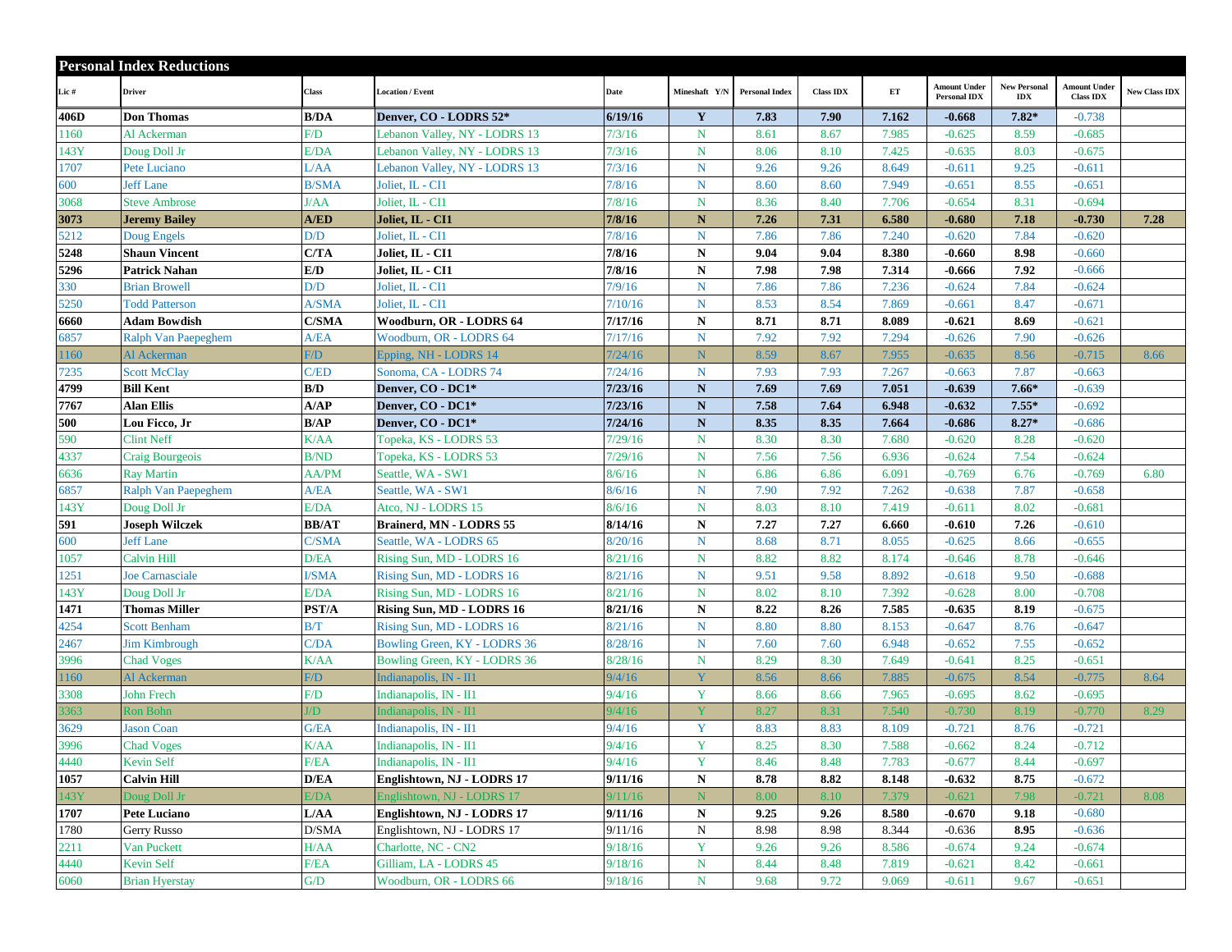## Personal Index Reductions

| Lic # | Driver | Class | Location / Event | Date | Mineshaft Y/N | Personal Index | Class IDX | ET | Amount Under Personal IDX | New Personal IDX | Amount Under Class IDX | New Class IDX |
|---|---|---|---|---|---|---|---|---|---|---|---|---|
| **406D** | **Don Thomas** | **B/DA** | **Denver, CO - LODRS 52*** | **6/19/16** | **Y** | **7.83** | **7.90** | **7.162** | **-0.668** | **7.82*** | -0.738 | |
| 1160 | Al Ackerman | F/D | Lebanon Valley, NY - LODRS 13 | 7/3/16 | N | 8.61 | 8.67 | 7.985 | -0.625 | 8.59 | -0.685 | |
| 143Y | Doug Doll Jr | E/DA | Lebanon Valley, NY - LODRS 13 | 7/3/16 | N | 8.06 | 8.10 | 7.425 | -0.635 | 8.03 | -0.675 | |
| 1707 | Pete Luciano | L/AA | Lebanon Valley, NY - LODRS 13 | 7/3/16 | N | 9.26 | 9.26 | 8.649 | -0.611 | 9.25 | -0.611 | |
| 600 | Jeff Lane | B/SMA | Joliet, IL - CI1 | 7/8/16 | N | 8.60 | 8.60 | 7.949 | -0.651 | 8.55 | -0.651 | |
| 3068 | Steve Ambrose | J/AA | Joliet, IL - CI1 | 7/8/16 | N | 8.36 | 8.40 | 7.706 | -0.654 | 8.31 | -0.694 | |
| **3073** | **Jeremy Bailey** | **A/ED** | **Joliet, IL - CI1** | **7/8/16** | **N** | **7.26** | **7.31** | **6.580** | **-0.680** | **7.18** | **-0.730** | **7.28** |
| 5212 | Doug Engels | D/D | Joliet, IL - CI1 | 7/8/16 | N | 7.86 | 7.86 | 7.240 | -0.620 | 7.84 | -0.620 | |
| **5248** | **Shaun Vincent** | **C/TA** | **Joliet, IL - CI1** | **7/8/16** | **N** | **9.04** | **9.04** | **8.380** | **-0.660** | **8.98** | -0.660 | |
| **5296** | **Patrick Nahan** | **E/D** | **Joliet, IL - CI1** | **7/8/16** | **N** | **7.98** | **7.98** | **7.314** | **-0.666** | **7.92** | -0.666 | |
| 330 | Brian Browell | D/D | Joliet, IL - CI1 | 7/9/16 | N | 7.86 | 7.86 | 7.236 | -0.624 | 7.84 | -0.624 | |
| 5250 | Todd Patterson | A/SMA | Joliet, IL - CI1 | 7/10/16 | N | 8.53 | 8.54 | 7.869 | -0.661 | 8.47 | -0.671 | |
| **6660** | **Adam Bowdish** | **C/SMA** | **Woodburn, OR - LODRS 64** | **7/17/16** | **N** | **8.71** | **8.71** | **8.089** | **-0.621** | **8.69** | -0.621 | |
| 6857 | Ralph Van Paepeghem | A/EA | Woodburn, OR - LODRS 64 | 7/17/16 | N | 7.92 | 7.92 | 7.294 | -0.626 | 7.90 | -0.626 | |
| 1160 | Al Ackerman | F/D | Epping, NH - LODRS 14 | 7/24/16 | N | 8.59 | 8.67 | 7.955 | -0.635 | 8.56 | -0.715 | 8.66 |
| 7235 | Scott McClay | C/ED | Sonoma, CA - LODRS 74 | 7/24/16 | N | 7.93 | 7.93 | 7.267 | -0.663 | 7.87 | -0.663 | |
| **4799** | **Bill Kent** | **B/D** | **Denver, CO - DC1*** | **7/23/16** | **N** | **7.69** | **7.69** | **7.051** | **-0.639** | **7.66*** | -0.639 | |
| **7767** | **Alan Ellis** | **A/AP** | **Denver, CO - DC1*** | **7/23/16** | **N** | **7.58** | **7.64** | **6.948** | **-0.632** | **7.55*** | -0.692 | |
| **500** | **Lou Ficco, Jr** | **B/AP** | **Denver, CO - DC1*** | **7/24/16** | **N** | **8.35** | **8.35** | **7.664** | **-0.686** | **8.27*** | -0.686 | |
| 590 | Clint Neff | K/AA | Topeka, KS - LODRS 53 | 7/29/16 | N | 8.30 | 8.30 | 7.680 | -0.620 | 8.28 | -0.620 | |
| 4337 | Craig Bourgeois | B/ND | Topeka, KS - LODRS 53 | 7/29/16 | N | 7.56 | 7.56 | 6.936 | -0.624 | 7.54 | -0.624 | |
| 6636 | Ray Martin | AA/PM | Seattle, WA - SW1 | 8/6/16 | N | 6.86 | 6.86 | 6.091 | -0.769 | 6.76 | -0.769 | 6.80 |
| 6857 | Ralph Van Paepeghem | A/EA | Seattle, WA - SW1 | 8/6/16 | N | 7.90 | 7.92 | 7.262 | -0.638 | 7.87 | -0.658 | |
| 143Y | Doug Doll Jr | E/DA | Atco, NJ - LODRS 15 | 8/6/16 | N | 8.03 | 8.10 | 7.419 | -0.611 | 8.02 | -0.681 | |
| **591** | **Joseph Wilczek** | **BB/AT** | **Brainerd, MN - LODRS 55** | **8/14/16** | **N** | **7.27** | **7.27** | **6.660** | **-0.610** | **7.26** | -0.610 | |
| 600 | Jeff Lane | C/SMA | Seattle, WA - LODRS 65 | 8/20/16 | N | 8.68 | 8.71 | 8.055 | -0.625 | 8.66 | -0.655 | |
| 1057 | Calvin Hill | D/EA | Rising Sun, MD - LODRS 16 | 8/21/16 | N | 8.82 | 8.82 | 8.174 | -0.646 | 8.78 | -0.646 | |
| 1251 | Joe Carnasciale | I/SMA | Rising Sun, MD - LODRS 16 | 8/21/16 | N | 9.51 | 9.58 | 8.892 | -0.618 | 9.50 | -0.688 | |
| 143Y | Doug Doll Jr | E/DA | Rising Sun, MD - LODRS 16 | 8/21/16 | N | 8.02 | 8.10 | 7.392 | -0.628 | 8.00 | -0.708 | |
| **1471** | **Thomas Miller** | **PST/A** | **Rising Sun, MD - LODRS 16** | **8/21/16** | **N** | **8.22** | **8.26** | **7.585** | **-0.635** | **8.19** | -0.675 | |
| 4254 | Scott Benham | B/T | Rising Sun, MD - LODRS 16 | 8/21/16 | N | 8.80 | 8.80 | 8.153 | -0.647 | 8.76 | -0.647 | |
| 2467 | Jim Kimbrough | C/DA | Bowling Green, KY - LODRS 36 | 8/28/16 | N | 7.60 | 7.60 | 6.948 | -0.652 | 7.55 | -0.652 | |
| 3996 | Chad Voges | K/AA | Bowling Green, KY - LODRS 36 | 8/28/16 | N | 8.29 | 8.30 | 7.649 | -0.641 | 8.25 | -0.651 | |
| 1160 | Al Ackerman | F/D | Indianapolis, IN - II1 | 9/4/16 | Y | 8.56 | 8.66 | 7.885 | -0.675 | 8.54 | -0.775 | 8.64 |
| 3308 | John Frech | F/D | Indianapolis, IN - II1 | 9/4/16 | Y | 8.66 | 8.66 | 7.965 | -0.695 | 8.62 | -0.695 | |
| 3363 | Ron Bohn | J/D | Indianapolis, IN - II1 | 9/4/16 | Y | 8.27 | 8.31 | 7.540 | -0.730 | 8.19 | -0.770 | 8.29 |
| 3629 | Jason Coan | G/EA | Indianapolis, IN - II1 | 9/4/16 | Y | 8.83 | 8.83 | 8.109 | -0.721 | 8.76 | -0.721 | |
| 3996 | Chad Voges | K/AA | Indianapolis, IN - II1 | 9/4/16 | Y | 8.25 | 8.30 | 7.588 | -0.662 | 8.24 | -0.712 | |
| 4440 | Kevin Self | F/EA | Indianapolis, IN - II1 | 9/4/16 | Y | 8.46 | 8.48 | 7.783 | -0.677 | 8.44 | -0.697 | |
| **1057** | **Calvin Hill** | **D/EA** | **Englishtown, NJ - LODRS 17** | **9/11/16** | **N** | **8.78** | **8.82** | **8.148** | **-0.632** | **8.75** | -0.672 | |
| 143Y | Doug Doll Jr | E/DA | Englishtown, NJ - LODRS 17 | 9/11/16 | N | 8.00 | 8.10 | 7.379 | -0.621 | 7.98 | -0.721 | 8.08 |
| **1707** | **Pete Luciano** | **L/AA** | **Englishtown, NJ - LODRS 17** | **9/11/16** | **N** | **9.25** | **9.26** | **8.580** | **-0.670** | **9.18** | -0.680 | |
| 1780 | Gerry Russo | D/SMA | Englishtown, NJ - LODRS 17 | 9/11/16 | N | 8.98 | 8.98 | 8.344 | -0.636 | **8.95** | -0.636 | |
| 2211 | Van Puckett | H/AA | Charlotte, NC - CN2 | 9/18/16 | Y | 9.26 | 9.26 | 8.586 | -0.674 | 9.24 | -0.674 | |
| 4440 | Kevin Self | F/EA | Gilliam, LA - LODRS 45 | 9/18/16 | N | 8.44 | 8.48 | 7.819 | -0.621 | 8.42 | -0.661 | |
| 6060 | Brian Hyerstay | G/D | Woodburn, OR - LODRS 66 | 9/18/16 | N | 9.68 | 9.72 | 9.069 | -0.611 | 9.67 | -0.651 | |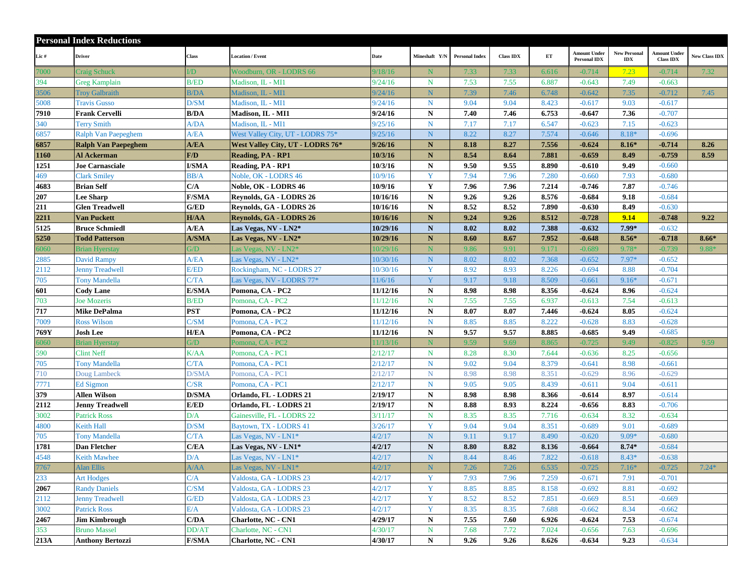## Personal Index Reductions

| Lic # | Driver | Class | Location / Event | Date | Mineshaft Y/N | Personal Index | Class IDX | ET | Amount Under Personal IDX | New Personal IDX | Amount Under Class IDX | New Class IDX |
|---|---|---|---|---|---|---|---|---|---|---|---|---|
| 7000 | Craig Schuck | I/D | Woodburn, OR - LODRS 66 | 9/18/16 | N | 7.33 | 7.33 | 6.616 | -0.714 | 7.23 | -0.714 | 7.32 |
| 394 | Greg Kamplain | B/ED | Madison, IL - MI1 | 9/24/16 | N | 7.53 | 7.55 | 6.887 | -0.643 | 7.49 | -0.663 | |
| 3506 | Troy Galbraith | B/DA | Madison, IL - MI1 | 9/24/16 | N | 7.39 | 7.46 | 6.748 | -0.642 | 7.35 | -0.712 | 7.45 |
| 5008 | Travis Gusso | D/SM | Madison, IL - MI1 | 9/24/16 | N | 9.04 | 9.04 | 8.423 | -0.617 | 9.03 | -0.617 | |
| **7910** | **Frank Cervelli** | **B/DA** | **Madison, IL - MI1** | **9/24/16** | **N** | **7.40** | **7.46** | **6.753** | **-0.647** | **7.36** | -0.707 | |
| 340 | Terry Smith | A/DA | Madison, IL - MI1 | 9/25/16 | N | 7.17 | 7.17 | 6.547 | -0.623 | 7.15 | -0.623 | |
| 6857 | Ralph Van Paepeghem | A/EA | West Valley City, UT - LODRS 75* | 9/25/16 | N | 8.22 | 8.27 | 7.574 | -0.646 | 8.18* | -0.696 | |
| **6857** | **Ralph Van Paepeghem** | **A/EA** | **West Valley City, UT - LODRS 76*** | **9/26/16** | **N** | **8.18** | **8.27** | **7.556** | **-0.624** | **8.16*** | **-0.714** | **8.26** |
| **1160** | **Al Ackerman** | **F/D** | **Reading, PA - RP1** | **10/3/16** | **N** | **8.54** | **8.64** | **7.881** | **-0.659** | **8.49** | **-0.759** | **8.59** |
| **1251** | **Joe Carnasciale** | **I/SMA** | **Reading, PA - RP1** | **10/3/16** | **N** | **9.50** | **9.55** | **8.890** | **-0.610** | **9.49** | -0.660 | |
| 469 | Clark Smiley | BB/A | Noble, OK - LODRS 46 | 10/9/16 | Y | 7.94 | 7.96 | 7.280 | -0.660 | 7.93 | -0.680 | |
| **4683** | **Brian Self** | **C/A** | **Noble, OK - LODRS 46** | **10/9/16** | **Y** | **7.96** | **7.96** | **7.214** | **-0.746** | **7.87** | -0.746 | |
| **207** | **Lee Sharp** | **F/SMA** | **Reynolds, GA - LODRS 26** | **10/16/16** | **N** | **9.26** | **9.26** | **8.576** | **-0.684** | **9.18** | -0.684 | |
| **211** | **Glen Treadwell** | **G/ED** | **Reynolds, GA - LODRS 26** | **10/16/16** | **N** | **8.52** | **8.52** | **7.890** | **-0.630** | **8.49** | -0.630 | |
| **2211** | **Van Puckett** | **H/AA** | **Reynolds, GA - LODRS 26** | **10/16/16** | **N** | **9.24** | **9.26** | **8.512** | **-0.728** | **9.14** | **-0.748** | **9.22** |
| **5125** | **Bruce Schmiedl** | **A/EA** | **Las Vegas, NV - LN2*** | **10/29/16** | **N** | **8.02** | **8.02** | **7.388** | **-0.632** | **7.99*** | -0.632 | |
| **5250** | **Todd Patterson** | **A/SMA** | **Las Vegas, NV - LN2*** | **10/29/16** | **N** | **8.60** | **8.67** | **7.952** | **-0.648** | **8.56*** | **-0.718** | **8.66*** |
| 6060 | Brian Hyerstay | G/D | Las Vegas, NV - LN2* | 10/29/16 | N | 9.86 | 9.91 | 9.171 | -0.689 | 9.78* | -0.739 | 9.88* |
| 2885 | David Rampy | A/EA | Las Vegas, NV - LN2* | 10/30/16 | N | 8.02 | 8.02 | 7.368 | -0.652 | 7.97* | -0.652 | |
| 2112 | Jenny Treadwell | E/ED | Rockingham, NC - LODRS 27 | 10/30/16 | Y | 8.92 | 8.93 | 8.226 | -0.694 | 8.88 | -0.704 | |
| 705 | Tony Mandella | C/TA | Las Vegas, NV - LODRS 77* | 11/6/16 | Y | 9.17 | 9.18 | 8.509 | -0.661 | 9.16* | -0.671 | |
| **601** | **Cody Lane** | **E/SMA** | **Pomona, CA - PC2** | **11/12/16** | **N** | **8.98** | **8.98** | **8.356** | **-0.624** | **8.96** | -0.624 | |
| 703 | Joe Mozeris | B/ED | Pomona, CA - PC2 | 11/12/16 | N | 7.55 | 7.55 | 6.937 | -0.613 | 7.54 | -0.613 | |
| **717** | **Mike DePalma** | **PST** | **Pomona, CA - PC2** | **11/12/16** | **N** | **8.07** | **8.07** | **7.446** | **-0.624** | **8.05** | -0.624 | |
| 7009 | Ross Wilson | C/SM | Pomona, CA - PC2 | 11/12/16 | N | 8.85 | 8.85 | 8.222 | -0.628 | 8.83 | -0.628 | |
| **769Y** | **Josh Lee** | **H/EA** | **Pomona, CA - PC2** | **11/12/16** | **N** | **9.57** | **9.57** | **8.885** | **-0.685** | **9.49** | -0.685 | |
| 6060 | Brian Hyerstay | G/D | Pomona, CA - PC2 | 11/13/16 | N | 9.59 | 9.69 | 8.865 | -0.725 | 9.49 | -0.825 | 9.59 |
| 590 | Clint Neff | K/AA | Pomona, CA - PC1 | 2/12/17 | N | 8.28 | 8.30 | 7.644 | -0.636 | 8.25 | -0.656 | |
| 705 | Tony Mandella | C/TA | Pomona, CA - PC1 | 2/12/17 | N | 9.02 | 9.04 | 8.379 | -0.641 | 8.98 | -0.661 | |
| 710 | Doug Lambeck | D/SMA | Pomona, CA - PC1 | 2/12/17 | N | 8.98 | 8.98 | 8.351 | -0.629 | 8.96 | -0.629 | |
| 7771 | Ed Sigmon | C/SR | Pomona, CA - PC1 | 2/12/17 | N | 9.05 | 9.05 | 8.439 | -0.611 | 9.04 | -0.611 | |
| **379** | **Allen Wilson** | **D/SMA** | **Orlando, FL - LODRS 21** | **2/19/17** | **N** | **8.98** | **8.98** | **8.366** | **-0.614** | **8.97** | -0.614 | |
| **2112** | **Jenny Treadwell** | **E/ED** | **Orlando, FL - LODRS 21** | **2/19/17** | **N** | **8.88** | **8.93** | **8.224** | **-0.656** | **8.83** | -0.706 | |
| 3002 | Patrick Ross | D/A | Gainesville, FL - LODRS 22 | 3/11/17 | N | 8.35 | 8.35 | 7.716 | -0.634 | 8.32 | -0.634 | |
| 4800 | Keith Hall | D/SM | Baytown, TX - LODRS 41 | 3/26/17 | Y | 9.04 | 9.04 | 8.351 | -0.689 | 9.01 | -0.689 | |
| 705 | Tony Mandella | C/TA | Las Vegas, NV - LN1* | 4/2/17 | N | 9.11 | 9.17 | 8.490 | -0.620 | 9.09* | -0.680 | |
| **1781** | **Dan Fletcher** | **C/EA** | **Las Vegas, NV - LN1*** | **4/2/17** | **N** | **8.80** | **8.82** | **8.136** | **-0.664** | **8.74*** | -0.684 | |
| 4548 | Keith Mawhee | D/A | Las Vegas, NV - LN1* | 4/2/17 | N | 8.44 | 8.46 | 7.822 | -0.618 | 8.43* | -0.638 | |
| 7767 | Alan Ellis | A/AA | Las Vegas, NV - LN1* | 4/2/17 | N | 7.26 | 7.26 | 6.535 | -0.725 | 7.16* | -0.725 | 7.24* |
| 233 | Art Hodges | C/A | Valdosta, GA - LODRS 23 | 4/2/17 | Y | 7.93 | 7.96 | 7.259 | -0.671 | 7.91 | -0.701 | |
| **2067** | Randy Daniels | C/SM | Valdosta, GA - LODRS 23 | 4/2/17 | Y | 8.85 | 8.85 | 8.158 | -0.692 | 8.81 | -0.692 | |
| 2112 | Jenny Treadwell | G/ED | Valdosta, GA - LODRS 23 | 4/2/17 | Y | 8.52 | 8.52 | 7.851 | -0.669 | 8.51 | -0.669 | |
| 3002 | Patrick Ross | E/A | Valdosta, GA - LODRS 23 | 4/2/17 | Y | 8.35 | 8.35 | 7.688 | -0.662 | 8.34 | -0.662 | |
| **2467** | **Jim Kimbrough** | **C/DA** | **Charlotte, NC - CN1** | **4/29/17** | **N** | **7.55** | **7.60** | **6.926** | **-0.624** | **7.53** | -0.674 | |
| 353 | Bruno Massel | DD/AT | Charlotte, NC - CN1 | 4/30/17 | N | 7.68 | 7.72 | 7.024 | -0.656 | 7.63 | -0.696 | |
| **213A** | **Anthony Bertozzi** | **F/SMA** | **Charlotte, NC - CN1** | **4/30/17** | **N** | **9.26** | **9.26** | **8.626** | **-0.634** | **9.23** | -0.634 | |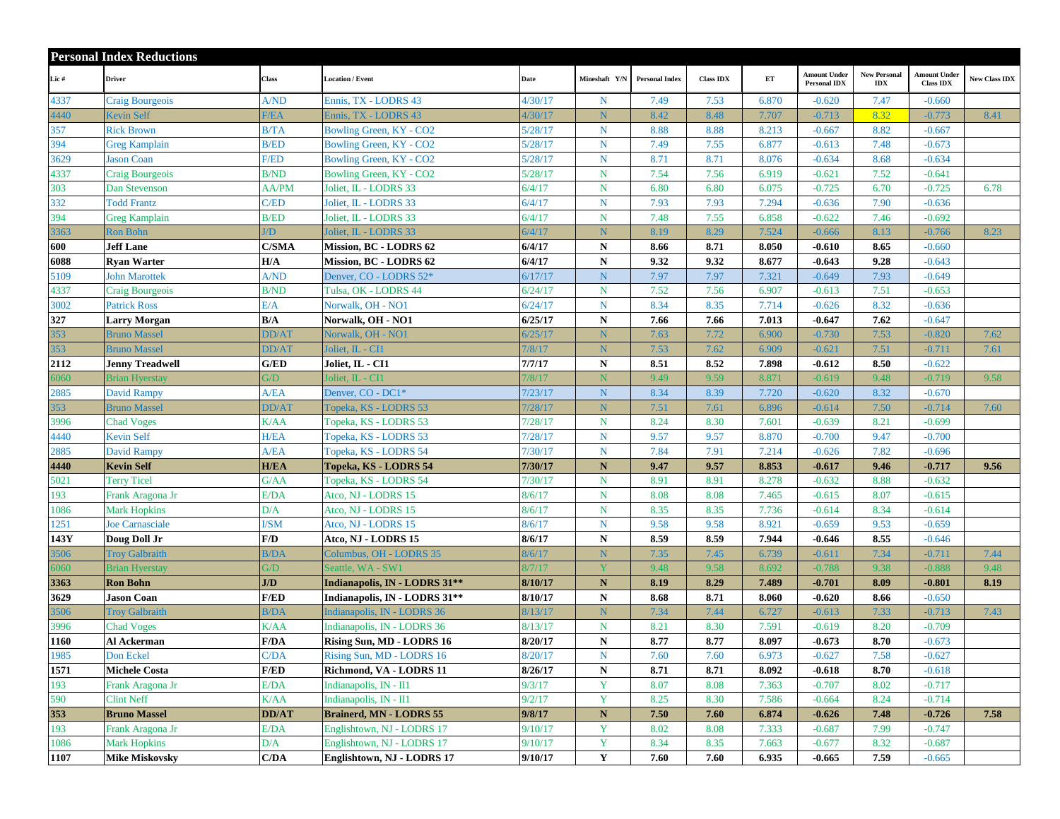## Personal Index Reductions

| Lic # | Driver | Class | Location / Event | Date | Mineshaft Y/N | Personal Index | Class IDX | ET | Amount Under Personal IDX | New Personal IDX | Amount Under Class IDX | New Class IDX |
|---|---|---|---|---|---|---|---|---|---|---|---|---|
| 4337 | Craig Bourgeois | A/ND | Ennis, TX - LODRS 43 | 4/30/17 | N | 7.49 | 7.53 | 6.870 | -0.620 | 7.47 | -0.660 | |
| 4440 | Kevin Self | F/EA | Ennis, TX - LODRS 43 | 4/30/17 | N | 8.42 | 8.48 | 7.707 | -0.713 | 8.32 | -0.773 | 8.41 |
| 357 | Rick Brown | B/TA | Bowling Green, KY - CO2 | 5/28/17 | N | 8.88 | 8.88 | 8.213 | -0.667 | 8.82 | -0.667 | |
| 394 | Greg Kamplain | B/ED | Bowling Green, KY - CO2 | 5/28/17 | N | 7.49 | 7.55 | 6.877 | -0.613 | 7.48 | -0.673 | |
| 3629 | Jason Coan | F/ED | Bowling Green, KY - CO2 | 5/28/17 | N | 8.71 | 8.71 | 8.076 | -0.634 | 8.68 | -0.634 | |
| 4337 | Craig Bourgeois | B/ND | Bowling Green, KY - CO2 | 5/28/17 | N | 7.54 | 7.56 | 6.919 | -0.621 | 7.52 | -0.641 | |
| 303 | Dan Stevenson | AA/PM | Joliet, IL - LODRS 33 | 6/4/17 | N | 6.80 | 6.80 | 6.075 | -0.725 | 6.70 | -0.725 | 6.78 |
| 332 | Todd Frantz | C/ED | Joliet, IL - LODRS 33 | 6/4/17 | N | 7.93 | 7.93 | 7.294 | -0.636 | 7.90 | -0.636 | |
| 394 | Greg Kamplain | B/ED | Joliet, IL - LODRS 33 | 6/4/17 | N | 7.48 | 7.55 | 6.858 | -0.622 | 7.46 | -0.692 | |
| 3363 | Ron Bohn | J/D | Joliet, IL - LODRS 33 | 6/4/17 | N | 8.19 | 8.29 | 7.524 | -0.666 | 8.13 | -0.766 | 8.23 |
| **600** | **Jeff Lane** | **C/SMA** | **Mission, BC - LODRS 62** | **6/4/17** | **N** | **8.66** | **8.71** | **8.050** | **-0.610** | **8.65** | -0.660 | |
| **6088** | **Ryan Warter** | **H/A** | **Mission, BC - LODRS 62** | **6/4/17** | **N** | **9.32** | **9.32** | **8.677** | **-0.643** | **9.28** | -0.643 | |
| 5109 | John Marottek | A/ND | Denver, CO - LODRS 52* | 6/17/17 | N | 7.97 | 7.97 | 7.321 | -0.649 | 7.93 | -0.649 | |
| 4337 | Craig Bourgeois | B/ND | Tulsa, OK - LODRS 44 | 6/24/17 | N | 7.52 | 7.56 | 6.907 | -0.613 | 7.51 | -0.653 | |
| 3002 | Patrick Ross | E/A | Norwalk, OH - NO1 | 6/24/17 | N | 8.34 | 8.35 | 7.714 | -0.626 | 8.32 | -0.636 | |
| **327** | **Larry Morgan** | **B/A** | **Norwalk, OH - NO1** | **6/25/17** | **N** | **7.66** | **7.66** | **7.013** | **-0.647** | **7.62** | -0.647 | |
| 353 | Bruno Massel | DD/AT | Norwalk, OH - NO1 | 6/25/17 | N | 7.63 | 7.72 | 6.900 | -0.730 | 7.53 | -0.820 | 7.62 |
| 353 | Bruno Massel | DD/AT | Joliet, IL - CI1 | 7/8/17 | N | 7.53 | 7.62 | 6.909 | -0.621 | 7.51 | -0.711 | 7.61 |
| **2112** | **Jenny Treadwell** | **G/ED** | **Joliet, IL - CI1** | **7/7/17** | **N** | **8.51** | **8.52** | **7.898** | **-0.612** | **8.50** | -0.622 | |
| 6060 | Brian Hyerstay | G/D | Joliet, IL - CI1 | 7/8/17 | N | 9.49 | 9.59 | 8.871 | -0.619 | 9.48 | -0.719 | 9.58 |
| 2885 | David Rampy | A/EA | Denver, CO - DC1* | 7/23/17 | N | 8.34 | 8.39 | 7.720 | -0.620 | 8.32 | -0.670 | |
| 353 | Bruno Massel | DD/AT | Topeka, KS - LODRS 53 | 7/28/17 | N | 7.51 | 7.61 | 6.896 | -0.614 | 7.50 | -0.714 | 7.60 |
| 3996 | Chad Voges | K/AA | Topeka, KS - LODRS 53 | 7/28/17 | N | 8.24 | 8.30 | 7.601 | -0.639 | 8.21 | -0.699 | |
| 4440 | Kevin Self | H/EA | Topeka, KS - LODRS 53 | 7/28/17 | N | 9.57 | 9.57 | 8.870 | -0.700 | 9.47 | -0.700 | |
| 2885 | David Rampy | A/EA | Topeka, KS - LODRS 54 | 7/30/17 | N | 7.84 | 7.91 | 7.214 | -0.626 | 7.82 | -0.696 | |
| **4440** | **Kevin Self** | **H/EA** | **Topeka, KS - LODRS 54** | **7/30/17** | **N** | **9.47** | **9.57** | **8.853** | **-0.617** | **9.46** | **-0.717** | **9.56** |
| 5021 | Terry Ticel | G/AA | Topeka, KS - LODRS 54 | 7/30/17 | N | 8.91 | 8.91 | 8.278 | -0.632 | 8.88 | -0.632 | |
| 193 | Frank Aragona Jr | E/DA | Atco, NJ - LODRS 15 | 8/6/17 | N | 8.08 | 8.08 | 7.465 | -0.615 | 8.07 | -0.615 | |
| 1086 | Mark Hopkins | D/A | Atco, NJ - LODRS 15 | 8/6/17 | N | 8.35 | 8.35 | 7.736 | -0.614 | 8.34 | -0.614 | |
| 1251 | Joe Carnasciale | I/SM | Atco, NJ - LODRS 15 | 8/6/17 | N | 9.58 | 9.58 | 8.921 | -0.659 | 9.53 | -0.659 | |
| **143Y** | **Doug Doll Jr** | **F/D** | **Atco, NJ - LODRS 15** | **8/6/17** | **N** | **8.59** | **8.59** | **7.944** | **-0.646** | **8.55** | -0.646 | |
| 3506 | Troy Galbraith | B/DA | Columbus, OH - LODRS 35 | 8/6/17 | N | 7.35 | 7.45 | 6.739 | -0.611 | 7.34 | -0.711 | 7.44 |
| 6060 | Brian Hyerstay | G/D | Seattle, WA - SW1 | 8/7/17 | Y | 9.48 | 9.58 | 8.692 | -0.788 | 9.38 | -0.888 | 9.48 |
| **3363** | **Ron Bohn** | **J/D** | **Indianapolis, IN - LODRS 31**** | **8/10/17** | **N** | **8.19** | **8.29** | **7.489** | **-0.701** | **8.09** | **-0.801** | **8.19** |
| **3629** | **Jason Coan** | **F/ED** | **Indianapolis, IN - LODRS 31**** | **8/10/17** | **N** | **8.68** | **8.71** | **8.060** | **-0.620** | **8.66** | -0.650 | |
| 3506 | Troy Galbraith | B/DA | Indianapolis, IN - LODRS 36 | 8/13/17 | N | 7.34 | 7.44 | 6.727 | -0.613 | 7.33 | -0.713 | 7.43 |
| 3996 | Chad Voges | K/AA | Indianapolis, IN - LODRS 36 | 8/13/17 | N | 8.21 | 8.30 | 7.591 | -0.619 | 8.20 | -0.709 | |
| **1160** | **Al Ackerman** | **F/DA** | **Rising Sun, MD - LODRS 16** | **8/20/17** | **N** | **8.77** | **8.77** | **8.097** | **-0.673** | **8.70** | -0.673 | |
| 1985 | Don Eckel | C/DA | Rising Sun, MD - LODRS 16 | 8/20/17 | N | 7.60 | 7.60 | 6.973 | -0.627 | 7.58 | -0.627 | |
| **1571** | **Michele Costa** | **F/ED** | **Richmond, VA - LODRS 11** | **8/26/17** | **N** | **8.71** | **8.71** | **8.092** | **-0.618** | **8.70** | -0.618 | |
| 193 | Frank Aragona Jr | E/DA | Indianapolis, IN - II1 | 9/3/17 | Y | 8.07 | 8.08 | 7.363 | -0.707 | 8.02 | -0.717 | |
| 590 | Clint Neff | K/AA | Indianapolis, IN - II1 | 9/2/17 | Y | 8.25 | 8.30 | 7.586 | -0.664 | 8.24 | -0.714 | |
| **353** | **Bruno Massel** | **DD/AT** | **Brainerd, MN - LODRS 55** | **9/8/17** | **N** | **7.50** | **7.60** | **6.874** | **-0.626** | **7.48** | **-0.726** | **7.58** |
| 193 | Frank Aragona Jr | E/DA | Englishtown, NJ - LODRS 17 | 9/10/17 | Y | 8.02 | 8.08 | 7.333 | -0.687 | 7.99 | -0.747 | |
| 1086 | Mark Hopkins | D/A | Englishtown, NJ - LODRS 17 | 9/10/17 | Y | 8.34 | 8.35 | 7.663 | -0.677 | 8.32 | -0.687 | |
| **1107** | **Mike Miskovsky** | **C/DA** | **Englishtown, NJ - LODRS 17** | **9/10/17** | **Y** | **7.60** | **7.60** | **6.935** | **-0.665** | **7.59** | -0.665 | |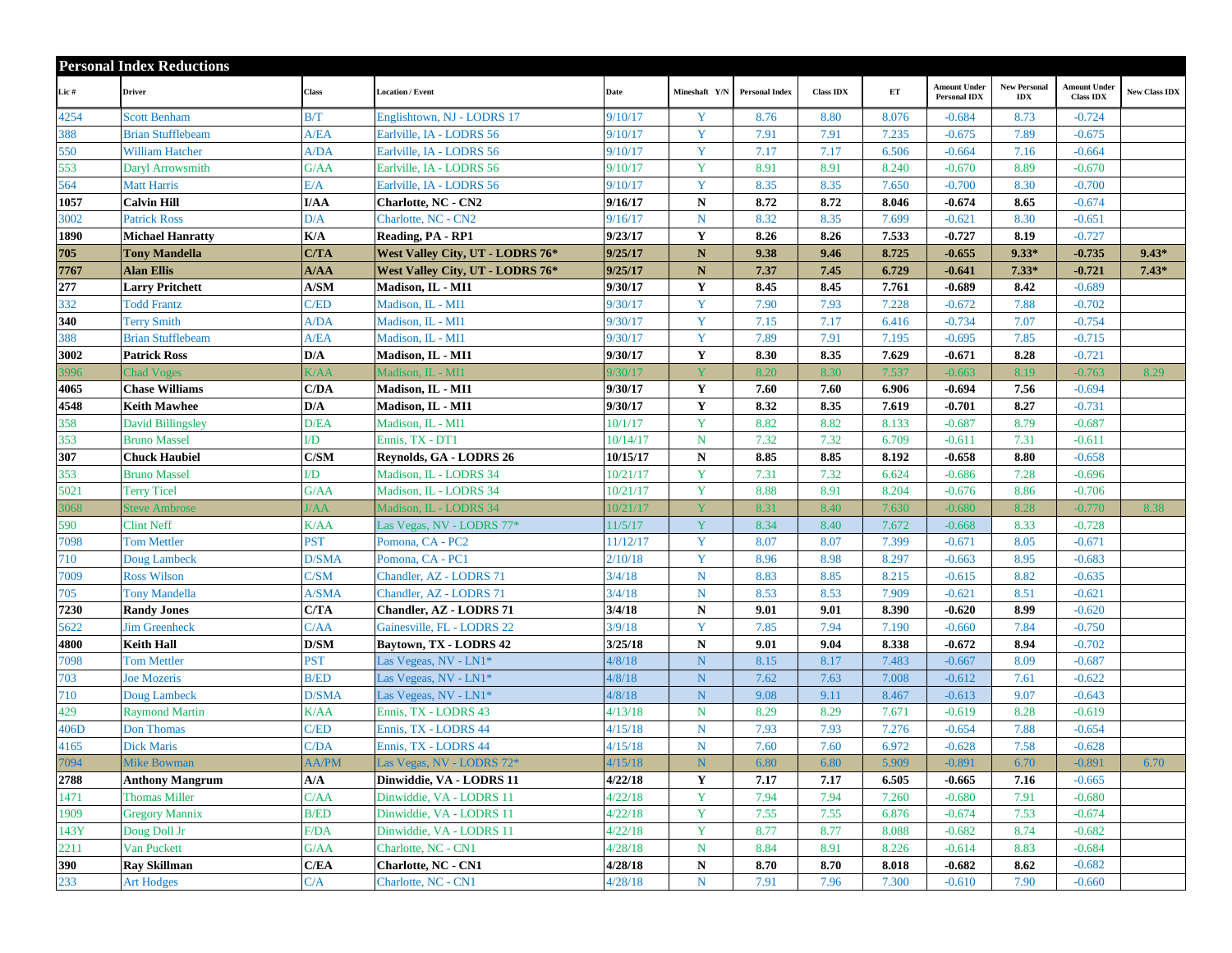## Personal Index Reductions

| Lic # | Driver | Class | Location / Event | Date | Mineshaft Y/N | Personal Index | Class IDX | ET | Amount Under Personal IDX | New Personal IDX | Amount Under Class IDX | New Class IDX |
|---|---|---|---|---|---|---|---|---|---|---|---|---|
| 4254 | Scott Benham | B/T | Englishtown, NJ - LODRS 17 | 9/10/17 | Y | 8.76 | 8.80 | 8.076 | -0.684 | 8.73 | -0.724 | |
| 388 | Brian Stufflebeam | A/EA | Earlville, IA - LODRS 56 | 9/10/17 | Y | 7.91 | 7.91 | 7.235 | -0.675 | 7.89 | -0.675 | |
| 550 | William Hatcher | A/DA | Earlville, IA - LODRS 56 | 9/10/17 | Y | 7.17 | 7.17 | 6.506 | -0.664 | 7.16 | -0.664 | |
| 553 | Daryl Arrowsmith | G/AA | Earlville, IA - LODRS 56 | 9/10/17 | Y | 8.91 | 8.91 | 8.240 | -0.670 | 8.89 | -0.670 | |
| 564 | Matt Harris | E/A | Earlville, IA - LODRS 56 | 9/10/17 | Y | 8.35 | 8.35 | 7.650 | -0.700 | 8.30 | -0.700 | |
| **1057** | **Calvin Hill** | **I/AA** | **Charlotte, NC - CN2** | **9/16/17** | **N** | **8.72** | **8.72** | **8.046** | **-0.674** | **8.65** | -0.674 | |
| 3002 | Patrick Ross | D/A | Charlotte, NC - CN2 | 9/16/17 | N | 8.32 | 8.35 | 7.699 | -0.621 | 8.30 | -0.651 | |
| **1890** | **Michael Hanratty** | **K/A** | **Reading, PA - RP1** | **9/23/17** | **Y** | **8.26** | **8.26** | **7.533** | **-0.727** | **8.19** | -0.727 | |
| **705** | **Tony Mandella** | **C/TA** | **West Valley City, UT - LODRS 76*** | **9/25/17** | **N** | **9.38** | **9.46** | **8.725** | **-0.655** | **9.33*** | **-0.735** | **9.43*** |
| **7767** | **Alan Ellis** | **A/AA** | **West Valley City, UT - LODRS 76*** | **9/25/17** | **N** | **7.37** | **7.45** | **6.729** | **-0.641** | **7.33*** | **-0.721** | **7.43*** |
| **277** | **Larry Pritchett** | **A/SM** | **Madison, IL - MI1** | **9/30/17** | **Y** | **8.45** | **8.45** | **7.761** | **-0.689** | **8.42** | -0.689 | |
| 332 | Todd Frantz | C/ED | Madison, IL - MI1 | 9/30/17 | Y | 7.90 | 7.93 | 7.228 | -0.672 | 7.88 | -0.702 | |
| **340** | Terry Smith | A/DA | Madison, IL - MI1 | 9/30/17 | Y | 7.15 | 7.17 | 6.416 | -0.734 | 7.07 | -0.754 | |
| 388 | Brian Stufflebeam | A/EA | Madison, IL - MI1 | 9/30/17 | Y | 7.89 | 7.91 | 7.195 | -0.695 | 7.85 | -0.715 | |
| **3002** | **Patrick Ross** | **D/A** | **Madison, IL - MI1** | **9/30/17** | **Y** | **8.30** | **8.35** | **7.629** | **-0.671** | **8.28** | -0.721 | |
| 3996 | Chad Voges | K/AA | Madison, IL - MI1 | 9/30/17 | Y | 8.20 | 8.30 | 7.537 | -0.663 | 8.19 | -0.763 | 8.29 |
| **4065** | **Chase Williams** | **C/DA** | **Madison, IL - MI1** | **9/30/17** | **Y** | **7.60** | **7.60** | **6.906** | **-0.694** | **7.56** | -0.694 | |
| **4548** | **Keith Mawhee** | **D/A** | **Madison, IL - MI1** | **9/30/17** | **Y** | **8.32** | **8.35** | **7.619** | **-0.701** | **8.27** | -0.731 | |
| 358 | David Billingsley | D/EA | Madison, IL - MI1 | 10/1/17 | Y | 8.82 | 8.82 | 8.133 | -0.687 | 8.79 | -0.687 | |
| 353 | Bruno Massel | I/D | Ennis, TX - DT1 | 10/14/17 | N | 7.32 | 7.32 | 6.709 | -0.611 | 7.31 | -0.611 | |
| **307** | **Chuck Haubiel** | **C/SM** | **Reynolds, GA - LODRS 26** | **10/15/17** | **N** | **8.85** | **8.85** | **8.192** | **-0.658** | **8.80** | -0.658 | |
| 353 | Bruno Massel | I/D | Madison, IL - LODRS 34 | 10/21/17 | Y | 7.31 | 7.32 | 6.624 | -0.686 | 7.28 | -0.696 | |
| 5021 | Terry Ticel | G/AA | Madison, IL - LODRS 34 | 10/21/17 | Y | 8.88 | 8.91 | 8.204 | -0.676 | 8.86 | -0.706 | |
| 3068 | Steve Ambrose | J/AA | Madison, IL - LODRS 34 | 10/21/17 | Y | 8.31 | 8.40 | 7.630 | -0.680 | 8.28 | -0.770 | 8.38 |
| 590 | Clint Neff | K/AA | Las Vegas, NV - LODRS 77* | 11/5/17 | Y | 8.34 | 8.40 | 7.672 | -0.668 | 8.33 | -0.728 | |
| 7098 | Tom Mettler | PST | Pomona, CA - PC2 | 11/12/17 | Y | 8.07 | 8.07 | 7.399 | -0.671 | 8.05 | -0.671 | |
| 710 | Doug Lambeck | D/SMA | Pomona, CA - PC1 | 2/10/18 | Y | 8.96 | 8.98 | 8.297 | -0.663 | 8.95 | -0.683 | |
| 7009 | Ross Wilson | C/SM | Chandler, AZ - LODRS 71 | 3/4/18 | N | 8.83 | 8.85 | 8.215 | -0.615 | 8.82 | -0.635 | |
| 705 | Tony Mandella | A/SMA | Chandler, AZ - LODRS 71 | 3/4/18 | N | 8.53 | 8.53 | 7.909 | -0.621 | 8.51 | -0.621 | |
| **7230** | **Randy Jones** | **C/TA** | **Chandler, AZ - LODRS 71** | **3/4/18** | **N** | **9.01** | **9.01** | **8.390** | **-0.620** | **8.99** | -0.620 | |
| 5622 | Jim Greenheck | C/AA | Gainesville, FL - LODRS 22 | 3/9/18 | Y | 7.85 | 7.94 | 7.190 | -0.660 | 7.84 | -0.750 | |
| **4800** | **Keith Hall** | **D/SM** | **Baytown, TX - LODRS 42** | **3/25/18** | **N** | **9.01** | **9.04** | **8.338** | **-0.672** | **8.94** | -0.702 | |
| 7098 | Tom Mettler | PST | Las Veags, NV - LN1* | 4/8/18 | N | 8.15 | 8.17 | 7.483 | -0.667 | 8.09 | -0.687 | |
| 703 | Joe Mozeris | B/ED | Las Veags, NV - LN1* | 4/8/18 | N | 7.62 | 7.63 | 7.008 | -0.612 | 7.61 | -0.622 | |
| 710 | Doug Lambeck | D/SMA | Las Veags, NV - LN1* | 4/8/18 | N | 9.08 | 9.11 | 8.467 | -0.613 | 9.07 | -0.643 | |
| 429 | Raymond Martin | K/AA | Ennis, TX - LODRS 43 | 4/13/18 | N | 8.29 | 8.29 | 7.671 | -0.619 | 8.28 | -0.619 | |
| 406D | Don Thomas | C/ED | Ennis, TX - LODRS 44 | 4/15/18 | N | 7.93 | 7.93 | 7.276 | -0.654 | 7.88 | -0.654 | |
| 4165 | Dick Maris | C/DA | Ennis, TX - LODRS 44 | 4/15/18 | N | 7.60 | 7.60 | 6.972 | -0.628 | 7.58 | -0.628 | |
| 7094 | Mike Bowman | AA/PM | Las Vegas, NV - LODRS 72* | 4/15/18 | N | 6.80 | 6.80 | 5.909 | -0.891 | 6.70 | -0.891 | 6.70 |
| **2788** | **Anthony Mangrum** | **A/A** | **Dinwiddie, VA - LODRS 11** | **4/22/18** | **Y** | **7.17** | **7.17** | **6.505** | **-0.665** | **7.16** | -0.665 | |
| 1471 | Thomas Miller | C/AA | Dinwiddie, VA - LODRS 11 | 4/22/18 | Y | 7.94 | 7.94 | 7.260 | -0.680 | 7.91 | -0.680 | |
| 1909 | Gregory Mannix | B/ED | Dinwiddie, VA - LODRS 11 | 4/22/18 | Y | 7.55 | 7.55 | 6.876 | -0.674 | 7.53 | -0.674 | |
| 143Y | Doug Doll Jr | F/DA | Dinwiddie, VA - LODRS 11 | 4/22/18 | Y | 8.77 | 8.77 | 8.088 | -0.682 | 8.74 | -0.682 | |
| 2211 | Van Puckett | G/AA | Charlotte, NC - CN1 | 4/28/18 | N | 8.84 | 8.91 | 8.226 | -0.614 | 8.83 | -0.684 | |
| **390** | **Ray Skillman** | **C/EA** | **Charlotte, NC - CN1** | **4/28/18** | **N** | **8.70** | **8.70** | **8.018** | **-0.682** | **8.62** | -0.682 | |
| 233 | Art Hodges | C/A | Charlotte, NC - CN1 | 4/28/18 | N | 7.91 | 7.96 | 7.300 | -0.610 | 7.90 | -0.660 | |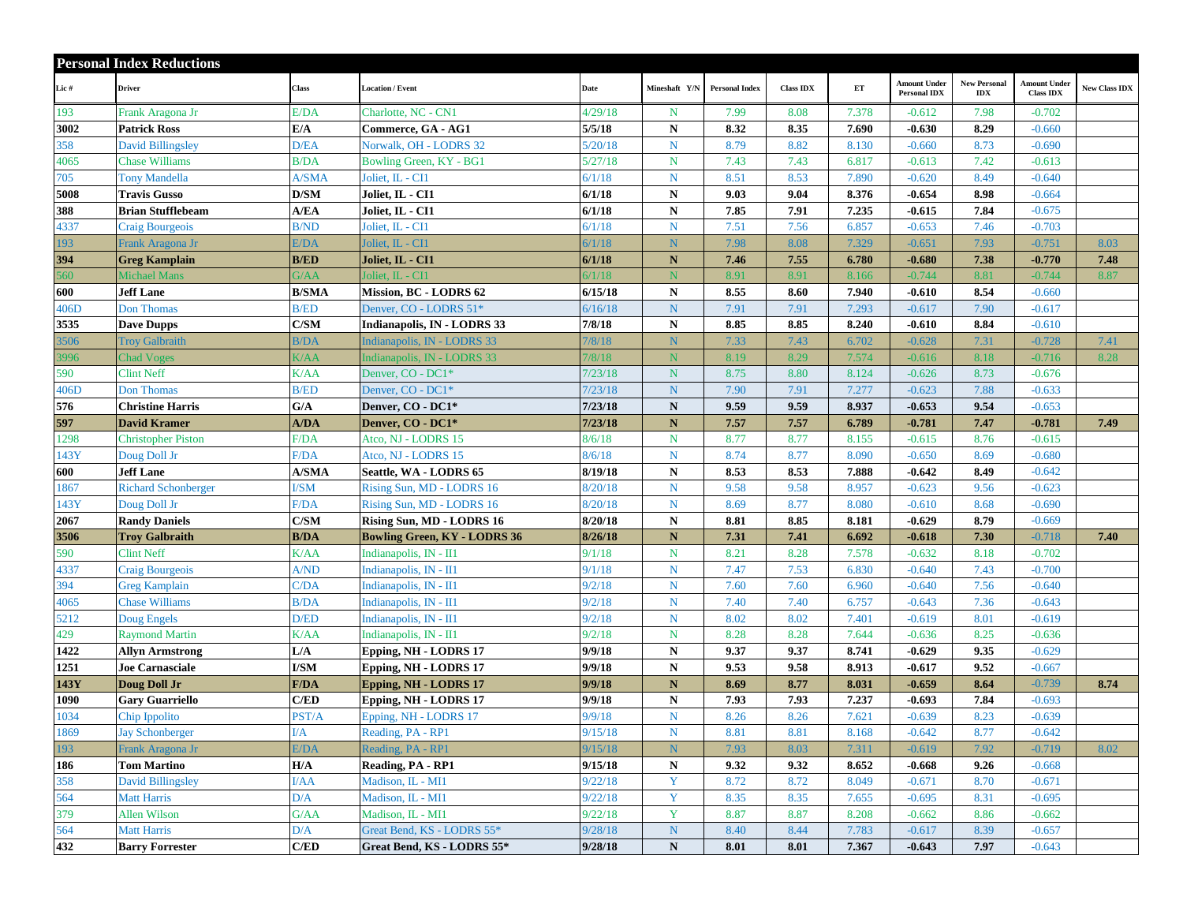## Personal Index Reductions

| Lic # | Driver | Class | Location / Event | Date | Mineshaft Y/N | Personal Index | Class IDX | ET | Amount Under Personal IDX | New Personal IDX | Amount Under Class IDX | New Class IDX |
|---|---|---|---|---|---|---|---|---|---|---|---|---|
| 193 | Frank Aragona Jr | E/DA | Charlotte, NC - CN1 | 4/29/18 | N | 7.99 | 8.08 | 7.378 | -0.612 | 7.98 | -0.702 | |
| **3002** | **Patrick Ross** | **E/A** | **Commerce, GA - AG1** | **5/5/18** | **N** | **8.32** | **8.35** | **7.690** | **-0.630** | **8.29** | -0.660 | |
| 358 | David Billingsley | D/EA | Norwalk, OH - LODRS 32 | 5/20/18 | N | 8.79 | 8.82 | 8.130 | -0.660 | 8.73 | -0.690 | |
| 4065 | Chase Williams | B/DA | Bowling Green, KY - BG1 | 5/27/18 | N | 7.43 | 7.43 | 6.817 | -0.613 | 7.42 | -0.613 | |
| 705 | Tony Mandella | A/SMA | Joliet, IL - CI1 | 6/1/18 | N | 8.51 | 8.53 | 7.890 | -0.620 | 8.49 | -0.640 | |
| **5008** | **Travis Gusso** | **D/SM** | **Joliet, IL - CI1** | **6/1/18** | **N** | **9.03** | **9.04** | **8.376** | **-0.654** | **8.98** | -0.664 | |
| **388** | **Brian Stufflebeam** | **A/EA** | **Joliet, IL - CI1** | **6/1/18** | **N** | **7.85** | **7.91** | **7.235** | **-0.615** | **7.84** | -0.675 | |
| 4337 | Craig Bourgeois | B/ND | Joliet, IL - CI1 | 6/1/18 | N | 7.51 | 7.56 | 6.857 | -0.653 | 7.46 | -0.703 | |
| 193 | Frank Aragona Jr | E/DA | Joliet, IL - CI1 | 6/1/18 | N | 7.98 | 8.08 | 7.329 | -0.651 | 7.93 | -0.751 | 8.03 |
| **394** | **Greg Kamplain** | **B/ED** | **Joliet, IL - CI1** | **6/1/18** | **N** | **7.46** | **7.55** | **6.780** | **-0.680** | **7.38** | **-0.770** | **7.48** |
| 560 | Michael Mans | G/AA | Joliet, IL - CI1 | 6/1/18 | N | 8.91 | 8.91 | 8.166 | -0.744 | 8.81 | -0.744 | 8.87 |
| **600** | **Jeff Lane** | **B/SMA** | **Mission, BC - LODRS 62** | **6/15/18** | **N** | **8.55** | **8.60** | **7.940** | **-0.610** | **8.54** | -0.660 | |
| 406D | Don Thomas | B/ED | Denver, CO - LODRS 51* | 6/16/18 | N | 7.91 | 7.91 | 7.293 | -0.617 | 7.90 | -0.617 | |
| **3535** | **Dave Dupps** | **C/SM** | **Indianapolis, IN - LODRS 33** | **7/8/18** | **N** | **8.85** | **8.85** | **8.240** | **-0.610** | **8.84** | -0.610 | |
| 3506 | Troy Galbraith | B/DA | Indianapolis, IN - LODRS 33 | 7/8/18 | N | 7.33 | 7.43 | 6.702 | -0.628 | 7.31 | -0.728 | 7.41 |
| 3996 | Chad Voges | K/AA | Indianapolis, IN - LODRS 33 | 7/8/18 | N | 8.19 | 8.29 | 7.574 | -0.616 | 8.18 | -0.716 | 8.28 |
| 590 | Clint Neff | K/AA | Denver, CO - DC1* | 7/23/18 | N | 8.75 | 8.80 | 8.124 | -0.626 | 8.73 | -0.676 | |
| 406D | Don Thomas | B/ED | Denver, CO - DC1* | 7/23/18 | N | 7.90 | 7.91 | 7.277 | -0.623 | 7.88 | -0.633 | |
| **576** | **Christine Harris** | **G/A** | **Denver, CO - DC1*** | **7/23/18** | **N** | **9.59** | **9.59** | **8.937** | **-0.653** | **9.54** | -0.653 | |
| **597** | **David Kramer** | **A/DA** | **Denver, CO - DC1*** | **7/23/18** | **N** | **7.57** | **7.57** | **6.789** | **-0.781** | **7.47** | **-0.781** | **7.49** |
| 1298 | Christopher Piston | F/DA | Atco, NJ - LODRS 15 | 8/6/18 | N | 8.77 | 8.77 | 8.155 | -0.615 | 8.76 | -0.615 | |
| 143Y | Doug Doll Jr | F/DA | Atco, NJ - LODRS 15 | 8/6/18 | N | 8.74 | 8.77 | 8.090 | -0.650 | 8.69 | -0.680 | |
| **600** | **Jeff Lane** | **A/SMA** | **Seattle, WA - LODRS 65** | **8/19/18** | **N** | **8.53** | **8.53** | **7.888** | **-0.642** | **8.49** | -0.642 | |
| 1867 | Richard Schonberger | I/SM | Rising Sun, MD - LODRS 16 | 8/20/18 | N | 9.58 | 9.58 | 8.957 | -0.623 | 9.56 | -0.623 | |
| 143Y | Doug Doll Jr | F/DA | Rising Sun, MD - LODRS 16 | 8/20/18 | N | 8.69 | 8.77 | 8.080 | -0.610 | 8.68 | -0.690 | |
| **2067** | **Randy Daniels** | **C/SM** | **Rising Sun, MD - LODRS 16** | **8/20/18** | **N** | **8.81** | **8.85** | **8.181** | **-0.629** | **8.79** | -0.669 | |
| **3506** | **Troy Galbraith** | **B/DA** | **Bowling Green, KY - LODRS 36** | **8/26/18** | **N** | **7.31** | **7.41** | **6.692** | **-0.618** | **7.30** | -0.718 | **7.40** |
| 590 | Clint Neff | K/AA | Indianapolis, IN - II1 | 9/1/18 | N | 8.21 | 8.28 | 7.578 | -0.632 | 8.18 | -0.702 | |
| 4337 | Craig Bourgeois | A/ND | Indianapolis, IN - II1 | 9/1/18 | N | 7.47 | 7.53 | 6.830 | -0.640 | 7.43 | -0.700 | |
| 394 | Greg Kamplain | C/DA | Indianapolis, IN - II1 | 9/2/18 | N | 7.60 | 7.60 | 6.960 | -0.640 | 7.56 | -0.640 | |
| 4065 | Chase Williams | B/DA | Indianapolis, IN - II1 | 9/2/18 | N | 7.40 | 7.40 | 6.757 | -0.643 | 7.36 | -0.643 | |
| 5212 | Doug Engels | D/ED | Indianapolis, IN - II1 | 9/2/18 | N | 8.02 | 8.02 | 7.401 | -0.619 | 8.01 | -0.619 | |
| 429 | Raymond Martin | K/AA | Indianapolis, IN - II1 | 9/2/18 | N | 8.28 | 8.28 | 7.644 | -0.636 | 8.25 | -0.636 | |
| **1422** | **Allyn Armstrong** | **L/A** | **Epping, NH - LODRS 17** | **9/9/18** | **N** | **9.37** | **9.37** | **8.741** | **-0.629** | **9.35** | -0.629 | |
| **1251** | **Joe Carnasciale** | **I/SM** | **Epping, NH - LODRS 17** | **9/9/18** | **N** | **9.53** | **9.58** | **8.913** | **-0.617** | **9.52** | -0.667 | |
| **143Y** | **Doug Doll Jr** | **F/DA** | **Epping, NH - LODRS 17** | **9/9/18** | **N** | **8.69** | **8.77** | **8.031** | **-0.659** | **8.64** | -0.739 | **8.74** |
| **1090** | **Gary Guarriello** | **C/ED** | **Epping, NH - LODRS 17** | **9/9/18** | **N** | **7.93** | **7.93** | **7.237** | **-0.693** | **7.84** | -0.693 | |
| 1034 | Chip Ippolito | PST/A | Epping, NH - LODRS 17 | 9/9/18 | N | 8.26 | 8.26 | 7.621 | -0.639 | 8.23 | -0.639 | |
| 1869 | Jay Schonberger | I/A | Reading, PA - RP1 | 9/15/18 | N | 8.81 | 8.81 | 8.168 | -0.642 | 8.77 | -0.642 | |
| 193 | Frank Aragona Jr | E/DA | Reading, PA - RP1 | 9/15/18 | N | 7.93 | 8.03 | 7.311 | -0.619 | 7.92 | -0.719 | 8.02 |
| **186** | **Tom Martino** | **H/A** | **Reading, PA - RP1** | **9/15/18** | **N** | **9.32** | **9.32** | **8.652** | **-0.668** | **9.26** | -0.668 | |
| 358 | David Billingsley | I/AA | Madison, IL - MI1 | 9/22/18 | Y | 8.72 | 8.72 | 8.049 | -0.671 | 8.70 | -0.671 | |
| 564 | Matt Harris | D/A | Madison, IL - MI1 | 9/22/18 | Y | 8.35 | 8.35 | 7.655 | -0.695 | 8.31 | -0.695 | |
| 379 | Allen Wilson | G/AA | Madison, IL - MI1 | 9/22/18 | Y | 8.87 | 8.87 | 8.208 | -0.662 | 8.86 | -0.662 | |
| 564 | Matt Harris | D/A | Great Bend, KS - LODRS 55* | 9/28/18 | N | 8.40 | 8.44 | 7.783 | -0.617 | 8.39 | -0.657 | |
| **432** | **Barry Forrester** | **C/ED** | **Great Bend, KS - LODRS 55*** | **9/28/18** | **N** | **8.01** | **8.01** | **7.367** | **-0.643** | **7.97** | -0.643 | |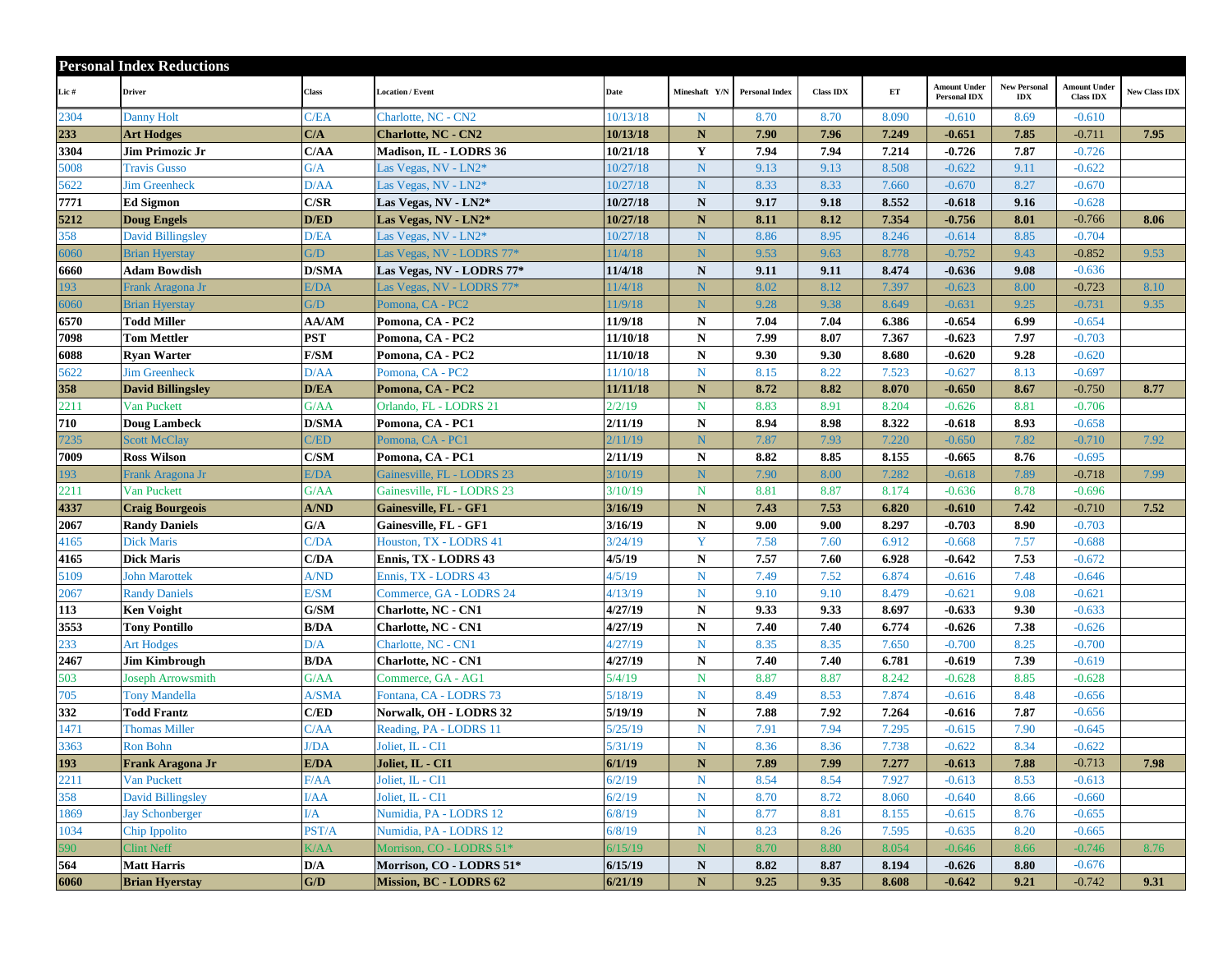## Personal Index Reductions

| Lic # | Driver | Class | Location / Event | Date | Mineshaft Y/N | Personal Index | Class IDX | ET | Amount Under Personal IDX | New Personal IDX | Amount Under Class IDX | New Class IDX |
|---|---|---|---|---|---|---|---|---|---|---|---|---|
| 2304 | Danny Holt | C/EA | Charlotte, NC - CN2 | 10/13/18 | N | 8.70 | 8.70 | 8.090 | -0.610 | 8.69 | -0.610 | |
| **233** | **Art Hodges** | **C/A** | **Charlotte, NC - CN2** | **10/13/18** | **N** | **7.90** | **7.96** | **7.249** | **-0.651** | **7.85** | -0.711 | **7.95** |
| **3304** | **Jim Primozic Jr** | **C/AA** | **Madison, IL - LODRS 36** | **10/21/18** | **Y** | **7.94** | **7.94** | **7.214** | **-0.726** | **7.87** | -0.726 | |
| 5008 | Travis Gusso | G/A | Las Vegas, NV - LN2* | 10/27/18 | N | 9.13 | 9.13 | 8.508 | -0.622 | 9.11 | -0.622 | |
| 5622 | Jim Greenheck | D/AA | Las Vegas, NV - LN2* | 10/27/18 | N | 8.33 | 8.33 | 7.660 | -0.670 | 8.27 | -0.670 | |
| **7771** | **Ed Sigmon** | **C/SR** | **Las Vegas, NV - LN2*** | **10/27/18** | **N** | **9.17** | **9.18** | **8.552** | **-0.618** | **9.16** | -0.628 | |
| **5212** | **Doug Engels** | **D/ED** | **Las Vegas, NV - LN2*** | **10/27/18** | **N** | **8.11** | **8.12** | **7.354** | **-0.756** | **8.01** | -0.766 | **8.06** |
| 358 | David Billingsley | D/EA | Las Vegas, NV - LN2* | 10/27/18 | N | 8.86 | 8.95 | 8.246 | -0.614 | 8.85 | -0.704 | |
| 6060 | Brian Hyerstay | G/D | Las Vegas, NV - LODRS 77* | 11/4/18 | N | 9.53 | 9.63 | 8.778 | -0.752 | 9.43 | -0.852 | 9.53 |
| **6660** | **Adam Bowdish** | **D/SMA** | **Las Vegas, NV - LODRS 77*** | **11/4/18** | **N** | **9.11** | **9.11** | **8.474** | **-0.636** | **9.08** | -0.636 | |
| 193 | Frank Aragona Jr | E/DA | Las Vegas, NV - LODRS 77* | 11/4/18 | N | 8.02 | 8.12 | 7.397 | -0.623 | 8.00 | -0.723 | 8.10 |
| 6060 | Brian Hyerstay | G/D | Pomona, CA - PC2 | 11/9/18 | N | 9.28 | 9.38 | 8.649 | -0.631 | 9.25 | -0.731 | 9.35 |
| **6570** | **Todd Miller** | **AA/AM** | **Pomona, CA - PC2** | **11/9/18** | **N** | **7.04** | **7.04** | **6.386** | **-0.654** | **6.99** | -0.654 | |
| **7098** | **Tom Mettler** | **PST** | **Pomona, CA - PC2** | **11/10/18** | **N** | **7.99** | **8.07** | **7.367** | **-0.623** | **7.97** | -0.703 | |
| **6088** | **Ryan Warter** | **F/SM** | **Pomona, CA - PC2** | **11/10/18** | **N** | **9.30** | **9.30** | **8.680** | **-0.620** | **9.28** | -0.620 | |
| 5622 | Jim Greenheck | D/AA | Pomona, CA - PC2 | 11/10/18 | N | 8.15 | 8.22 | 7.523 | -0.627 | 8.13 | -0.697 | |
| **358** | **David Billingsley** | **D/EA** | **Pomona, CA - PC2** | **11/11/18** | **N** | **8.72** | **8.82** | **8.070** | **-0.650** | **8.67** | -0.750 | **8.77** |
| 2211 | Van Puckett | G/AA | Orlando, FL - LODRS 21 | 2/2/19 | N | 8.83 | 8.91 | 8.204 | -0.626 | 8.81 | -0.706 | |
| **710** | **Doug Lambeck** | **D/SMA** | **Pomona, CA - PC1** | **2/11/19** | **N** | **8.94** | **8.98** | **8.322** | **-0.618** | **8.93** | -0.658 | |
| 7235 | Scott McClay | C/ED | Pomona, CA - PC1 | 2/11/19 | N | 7.87 | 7.93 | 7.220 | -0.650 | 7.82 | -0.710 | 7.92 |
| **7009** | **Ross Wilson** | **C/SM** | **Pomona, CA - PC1** | **2/11/19** | **N** | **8.82** | **8.85** | **8.155** | **-0.665** | **8.76** | -0.695 | |
| 193 | Frank Aragona Jr | E/DA | Gainesville, FL - LODRS 23 | 3/10/19 | N | 7.90 | 8.00 | 7.282 | -0.618 | 7.89 | -0.718 | 7.99 |
| 2211 | Van Puckett | G/AA | Gainesville, FL - LODRS 23 | 3/10/19 | N | 8.81 | 8.87 | 8.174 | -0.636 | 8.78 | -0.696 | |
| **4337** | **Craig Bourgeois** | **A/ND** | **Gainesville, FL - GF1** | **3/16/19** | **N** | **7.43** | **7.53** | **6.820** | **-0.610** | **7.42** | -0.710 | **7.52** |
| **2067** | **Randy Daniels** | **G/A** | **Gainesville, FL - GF1** | **3/16/19** | **N** | **9.00** | **9.00** | **8.297** | **-0.703** | **8.90** | -0.703 | |
| 4165 | Dick Maris | C/DA | Houston, TX - LODRS 41 | 3/24/19 | Y | 7.58 | 7.60 | 6.912 | -0.668 | 7.57 | -0.688 | |
| **4165** | **Dick Maris** | **C/DA** | **Ennis, TX - LODRS 43** | **4/5/19** | **N** | **7.57** | **7.60** | **6.928** | **-0.642** | **7.53** | -0.672 | |
| 5109 | John Marottek | A/ND | Ennis, TX - LODRS 43 | 4/5/19 | N | 7.49 | 7.52 | 6.874 | -0.616 | 7.48 | -0.646 | |
| 2067 | Randy Daniels | E/SM | Commerce, GA - LODRS 24 | 4/13/19 | N | 9.10 | 9.10 | 8.479 | -0.621 | 9.08 | -0.621 | |
| **113** | **Ken Voight** | **G/SM** | **Charlotte, NC - CN1** | **4/27/19** | **N** | **9.33** | **9.33** | **8.697** | **-0.633** | **9.30** | -0.633 | |
| **3553** | **Tony Pontillo** | **B/DA** | **Charlotte, NC - CN1** | **4/27/19** | **N** | **7.40** | **7.40** | **6.774** | **-0.626** | **7.38** | -0.626 | |
| 233 | Art Hodges | D/A | Charlotte, NC - CN1 | 4/27/19 | N | 8.35 | 8.35 | 7.650 | -0.700 | 8.25 | -0.700 | |
| **2467** | **Jim Kimbrough** | **B/DA** | **Charlotte, NC - CN1** | **4/27/19** | **N** | **7.40** | **7.40** | **6.781** | **-0.619** | **7.39** | -0.619 | |
| 503 | Joseph Arrowsmith | G/AA | Commerce, GA - AG1 | 5/4/19 | N | 8.87 | 8.87 | 8.242 | -0.628 | 8.85 | -0.628 | |
| 705 | Tony Mandella | A/SMA | Fontana, CA - LODRS 73 | 5/18/19 | N | 8.49 | 8.53 | 7.874 | -0.616 | 8.48 | -0.656 | |
| **332** | **Todd Frantz** | **C/ED** | **Norwalk, OH - LODRS 32** | **5/19/19** | **N** | **7.88** | **7.92** | **7.264** | **-0.616** | **7.87** | -0.656 | |
| 1471 | Thomas Miller | C/AA | Reading, PA - LODRS 11 | 5/25/19 | N | 7.91 | 7.94 | 7.295 | -0.615 | 7.90 | -0.645 | |
| 3363 | Ron Bohn | J/DA | Joliet, IL - CI1 | 5/31/19 | N | 8.36 | 8.36 | 7.738 | -0.622 | 8.34 | -0.622 | |
| **193** | **Frank Aragona Jr** | **E/DA** | **Joliet, IL - CI1** | **6/1/19** | **N** | **7.89** | **7.99** | **7.277** | **-0.613** | **7.88** | -0.713 | **7.98** |
| 2211 | Van Puckett | F/AA | Joliet, IL - CI1 | 6/2/19 | N | 8.54 | 8.54 | 7.927 | -0.613 | 8.53 | -0.613 | |
| 358 | David Billingsley | I/AA | Joliet, IL - CI1 | 6/2/19 | N | 8.70 | 8.72 | 8.060 | -0.640 | 8.66 | -0.660 | |
| 1869 | Jay Schonberger | I/A | Numidia, PA - LODRS 12 | 6/8/19 | N | 8.77 | 8.81 | 8.155 | -0.615 | 8.76 | -0.655 | |
| 1034 | Chip Ippolito | PST/A | Numidia, PA - LODRS 12 | 6/8/19 | N | 8.23 | 8.26 | 7.595 | -0.635 | 8.20 | -0.665 | |
| 590 | Clint Neff | K/AA | Morrison, CO - LODRS 51* | 6/15/19 | N | 8.70 | 8.80 | 8.054 | -0.646 | 8.66 | -0.746 | 8.76 |
| **564** | **Matt Harris** | **D/A** | **Morrison, CO - LODRS 51*** | **6/15/19** | **N** | **8.82** | **8.87** | **8.194** | **-0.626** | **8.80** | -0.676 | |
| **6060** | **Brian Hyerstay** | **G/D** | **Mission, BC - LODRS 62** | **6/21/19** | **N** | **9.25** | **9.35** | **8.608** | **-0.642** | **9.21** | -0.742 | **9.31** |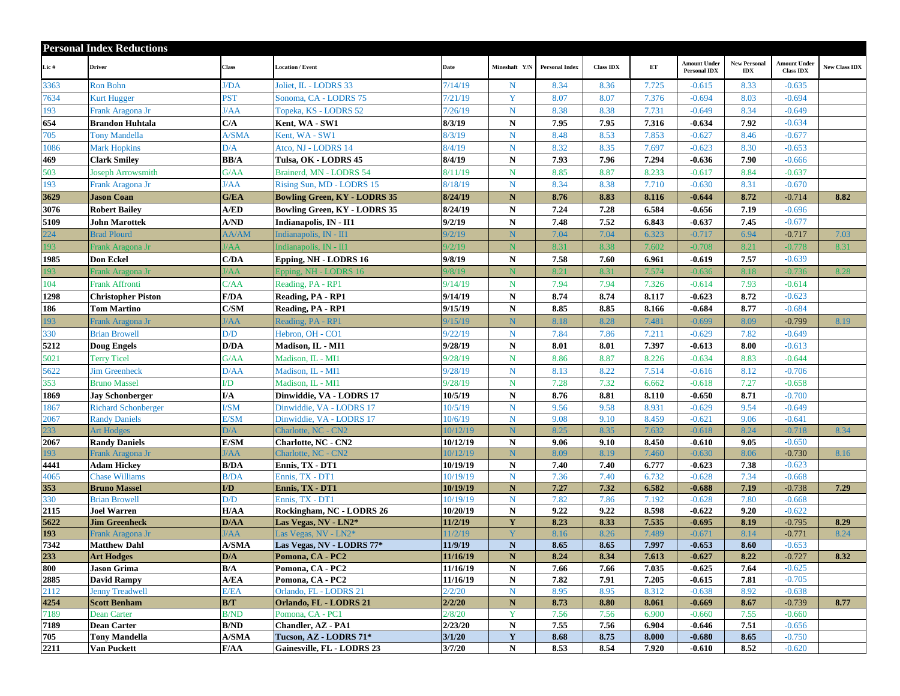## Personal Index Reductions

| Lic # | Driver | Class | Location / Event | Date | Mineshaft Y/N | Personal Index | Class IDX | ET | Amount Under Personal IDX | New Personal IDX | Amount Under Class IDX | New Class IDX |
|---|---|---|---|---|---|---|---|---|---|---|---|---|
| 3363 | Ron Bohn | J/DA | Joliet, IL - LODRS 33 | 7/14/19 | N | 8.34 | 8.36 | 7.725 | -0.615 | 8.33 | -0.635 | |
| 7634 | Kurt Hugger | PST | Sonoma, CA - LODRS 75 | 7/21/19 | Y | 8.07 | 8.07 | 7.376 | -0.694 | 8.03 | -0.694 | |
| 193 | Frank Aragona Jr | J/AA | Topeka, KS - LODRS 52 | 7/26/19 | N | 8.38 | 8.38 | 7.731 | -0.649 | 8.34 | -0.649 | |
| **654** | **Brandon Huhtala** | **C/A** | **Kent, WA - SW1** | **8/3/19** | **N** | **7.95** | **7.95** | **7.316** | **-0.634** | **7.92** | -0.634 | |
| 705 | Tony Mandella | A/SMA | Kent, WA - SW1 | 8/3/19 | N | 8.48 | 8.53 | 7.853 | -0.627 | 8.46 | -0.677 | |
| 1086 | Mark Hopkins | D/A | Atco, NJ - LODRS 14 | 8/4/19 | N | 8.32 | 8.35 | 7.697 | -0.623 | 8.30 | -0.653 | |
| **469** | **Clark Smiley** | **BB/A** | **Tulsa, OK - LODRS 45** | **8/4/19** | **N** | **7.93** | **7.96** | **7.294** | **-0.636** | **7.90** | -0.666 | |
| 503 | Joseph Arrowsmith | G/AA | Brainerd, MN - LODRS 54 | 8/11/19 | N | 8.85 | 8.87 | 8.233 | -0.617 | 8.84 | -0.637 | |
| 193 | Frank Aragona Jr | J/AA | Rising Sun, MD - LODRS 15 | 8/18/19 | N | 8.34 | 8.38 | 7.710 | -0.630 | 8.31 | -0.670 | |
| **3629** | **Jason Coan** | **G/EA** | **Bowling Green, KY - LODRS 35** | **8/24/19** | **N** | **8.76** | **8.83** | **8.116** | **-0.644** | **8.72** | -0.714 | **8.82** |
| **3076** | **Robert Bailey** | **A/ED** | **Bowling Green, KY - LODRS 35** | **8/24/19** | **N** | **7.24** | **7.28** | **6.584** | **-0.656** | **7.19** | -0.696 | |
| **5109** | **John Marottek** | **A/ND** | **Indianapolis, IN - II1** | **9/2/19** | **N** | **7.48** | **7.52** | **6.843** | **-0.637** | **7.45** | -0.677 | |
| 224 | Brad Plourd | AA/AM | Indianapolis, IN - II1 | 9/2/19 | N | 7.04 | 7.04 | 6.323 | -0.717 | 6.94 | -0.717 | 7.03 |
| 193 | Frank Aragona Jr | J/AA | Indianapolis, IN - II1 | 9/2/19 | N | 8.31 | 8.38 | 7.602 | -0.708 | 8.21 | -0.778 | 8.31 |
| **1985** | **Don Eckel** | **C/DA** | **Epping, NH - LODRS 16** | **9/8/19** | **N** | **7.58** | **7.60** | **6.961** | **-0.619** | **7.57** | -0.639 | |
| 193 | Frank Aragona Jr | J/AA | Epping, NH - LODRS 16 | 9/8/19 | N | 8.21 | 8.31 | 7.574 | -0.636 | 8.18 | -0.736 | 8.28 |
| 104 | Frank Affronti | C/AA | Reading, PA - RP1 | 9/14/19 | N | 7.94 | 7.94 | 7.326 | -0.614 | 7.93 | -0.614 | |
| **1298** | **Christopher Piston** | **F/DA** | **Reading, PA - RP1** | **9/14/19** | **N** | **8.74** | **8.74** | **8.117** | **-0.623** | **8.72** | -0.623 | |
| **186** | **Tom Martino** | **C/SM** | **Reading, PA - RP1** | **9/15/19** | **N** | **8.85** | **8.85** | **8.166** | **-0.684** | **8.77** | -0.684 | |
| 193 | Frank Aragona Jr | J/AA | Reading, PA - RP1 | 9/15/19 | N | 8.18 | 8.28 | 7.481 | -0.699 | 8.09 | -0.799 | 8.19 |
| 330 | Brian Browell | D/D | Hebron, OH - CO1 | 9/22/19 | N | 7.84 | 7.86 | 7.211 | -0.629 | 7.82 | -0.649 | |
| **5212** | **Doug Engels** | **D/DA** | **Madison, IL - MI1** | **9/28/19** | **N** | **8.01** | **8.01** | **7.397** | **-0.613** | **8.00** | -0.613 | |
| 5021 | Terry Ticel | G/AA | Madison, IL - MI1 | 9/28/19 | N | 8.86 | 8.87 | 8.226 | -0.634 | 8.83 | -0.644 | |
| 5622 | Jim Greenheck | D/AA | Madison, IL - MI1 | 9/28/19 | N | 8.13 | 8.22 | 7.514 | -0.616 | 8.12 | -0.706 | |
| 353 | Bruno Massel | I/D | Madison, IL - MI1 | 9/28/19 | N | 7.28 | 7.32 | 6.662 | -0.618 | 7.27 | -0.658 | |
| **1869** | **Jay Schonberger** | **I/A** | **Dinwiddie, VA - LODRS 17** | **10/5/19** | **N** | **8.76** | **8.81** | **8.110** | **-0.650** | **8.71** | -0.700 | |
| 1867 | Richard Schonberger | I/SM | Dinwiddie, VA - LODRS 17 | 10/5/19 | N | 9.56 | 9.58 | 8.931 | -0.629 | 9.54 | -0.649 | |
| 2067 | Randy Daniels | E/SM | Dinwiddie, VA - LODRS 17 | 10/6/19 | N | 9.08 | 9.10 | 8.459 | -0.621 | 9.06 | -0.641 | |
| 233 | Art Hodges | D/A | Charlotte, NC - CN2 | 10/12/19 | N | 8.25 | 8.35 | 7.632 | -0.618 | 8.24 | -0.718 | 8.34 |
| **2067** | **Randy Daniels** | **E/SM** | **Charlotte, NC - CN2** | **10/12/19** | **N** | **9.06** | **9.10** | **8.450** | **-0.610** | **9.05** | -0.650 | |
| 193 | Frank Aragona Jr | J/AA | Charlotte, NC - CN2 | 10/12/19 | N | 8.09 | 8.19 | 7.460 | -0.630 | 8.06 | -0.730 | 8.16 |
| **4441** | **Adam Hickey** | **B/DA** | **Ennis, TX - DT1** | **10/19/19** | **N** | **7.40** | **7.40** | **6.777** | **-0.623** | **7.38** | -0.623 | |
| 4065 | Chase Williams | B/DA | Ennis, TX - DT1 | 10/19/19 | N | 7.36 | 7.40 | 6.732 | -0.628 | 7.34 | -0.668 | |
| **353** | **Bruno Massel** | **I/D** | **Ennis, TX - DT1** | **10/19/19** | **N** | **7.27** | **7.32** | **6.582** | **-0.688** | **7.19** | -0.738 | **7.29** |
| 330 | Brian Browell | D/D | Ennis, TX - DT1 | 10/19/19 | N | 7.82 | 7.86 | 7.192 | -0.628 | 7.80 | -0.668 | |
| **2115** | **Joel Warren** | **H/AA** | **Rockingham, NC - LODRS 26** | **10/20/19** | **N** | **9.22** | **9.22** | **8.598** | **-0.622** | **9.20** | -0.622 | |
| **5622** | **Jim Greenheck** | **D/AA** | **Las Vegas, NV - LN2*** | **11/2/19** | **Y** | **8.23** | **8.33** | **7.535** | **-0.695** | **8.19** | -0.795 | **8.29** |
| **193** | Frank Aragona Jr | J/AA | Las Vegas, NV - LN2* | 11/2/19 | Y | 8.16 | 8.26 | 7.489 | -0.671 | 8.14 | -0.771 | 8.24 |
| **7342** | **Matthew Dahl** | **A/SMA** | **Las Vegas, NV - LODRS 77*** | **11/9/19** | **N** | **8.65** | **8.65** | **7.997** | **-0.653** | **8.60** | -0.653 | |
| **233** | **Art Hodges** | **D/A** | **Pomona, CA - PC2** | **11/16/19** | **N** | **8.24** | **8.34** | **7.613** | **-0.627** | **8.22** | -0.727 | **8.32** |
| **800** | **Jason Grima** | **B/A** | **Pomona, CA - PC2** | **11/16/19** | **N** | **7.66** | **7.66** | **7.035** | **-0.625** | **7.64** | -0.625 | |
| **2885** | **David Rampy** | **A/EA** | **Pomona, CA - PC2** | **11/16/19** | **N** | **7.82** | **7.91** | **7.205** | **-0.615** | **7.81** | -0.705 | |
| 2112 | Jenny Treadwell | E/EA | Orlando, FL - LODRS 21 | 2/2/20 | N | 8.95 | 8.95 | 8.312 | -0.638 | 8.92 | -0.638 | |
| **4254** | **Scott Benham** | **B/T** | **Orlando, FL - LODRS 21** | **2/2/20** | **N** | **8.73** | **8.80** | **8.061** | **-0.669** | **8.67** | -0.739 | **8.77** |
| 7189 | Dean Carter | B/ND | Pomona, CA - PC1 | 2/8/20 | Y | 7.56 | 7.56 | 6.900 | -0.660 | 7.55 | -0.660 | |
| **7189** | **Dean Carter** | **B/ND** | **Chandler, AZ - PA1** | **2/23/20** | **N** | **7.55** | **7.56** | **6.904** | **-0.646** | **7.51** | -0.656 | |
| **705** | **Tony Mandella** | **A/SMA** | **Tucson, AZ - LODRS 71*** | **3/1/20** | **Y** | **8.68** | **8.75** | **8.000** | **-0.680** | **8.65** | -0.750 | |
| **2211** | **Van Puckett** | **F/AA** | **Gainesville, FL - LODRS 23** | **3/7/20** | **N** | **8.53** | **8.54** | **7.920** | **-0.610** | **8.52** | -0.620 | |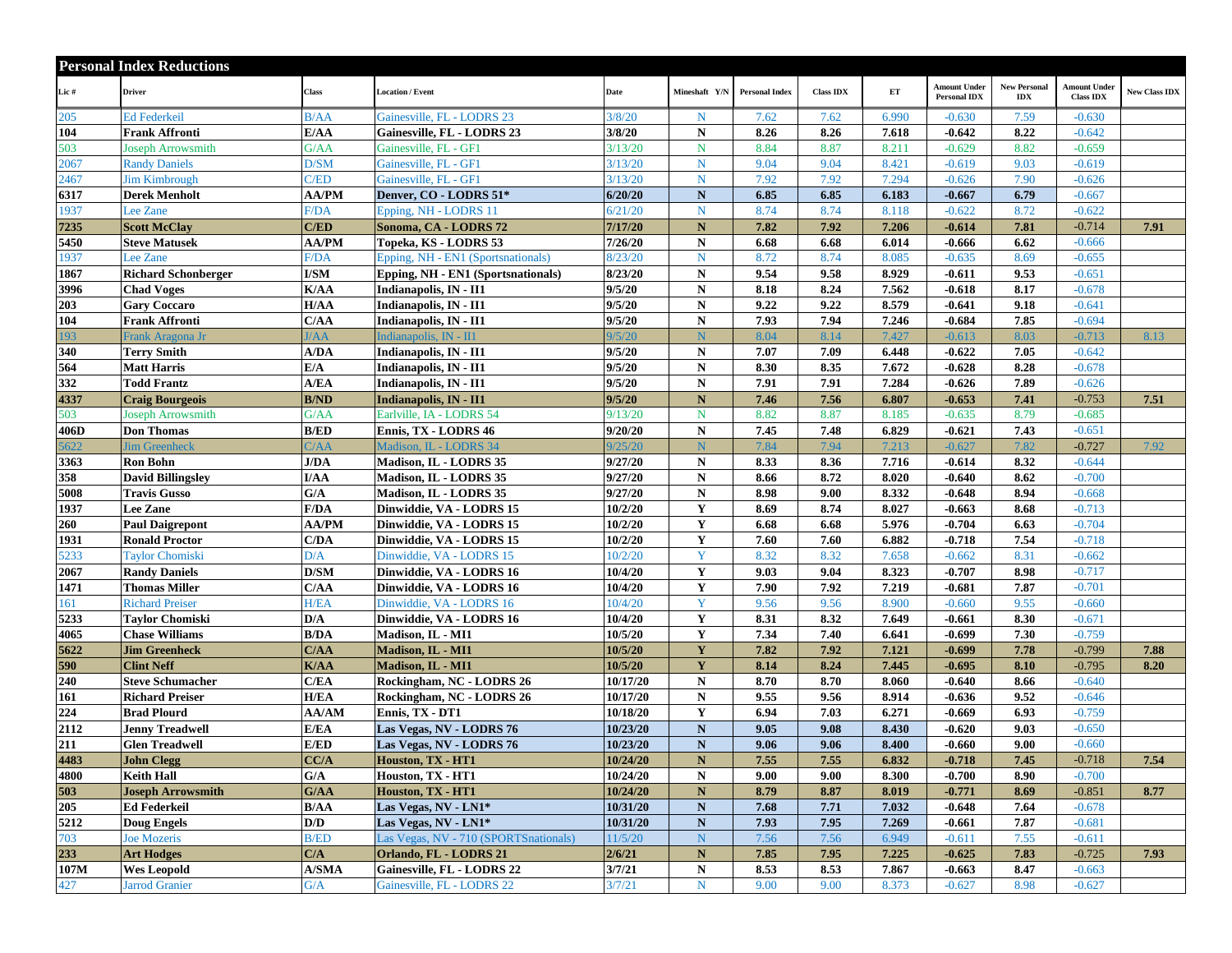## Personal Index Reductions

| Lic # | Driver | Class | Location / Event | Date | Mineshaft Y/N | Personal Index | Class IDX | ET | Amount Under Personal IDX | New Personal IDX | Amount Under Class IDX | New Class IDX |
|---|---|---|---|---|---|---|---|---|---|---|---|---|
| 205 | Ed Federkeil | B/AA | Gainesville, FL - LODRS 23 | 3/8/20 | N | 7.62 | 7.62 | 6.990 | -0.630 | 7.59 | -0.630 | |
| 104 | Frank Affronti | E/AA | Gainesville, FL - LODRS 23 | 3/8/20 | N | 8.26 | 8.26 | 7.618 | -0.642 | 8.22 | -0.642 | |
| 503 | Joseph Arrowsmith | G/AA | Gainesville, FL - GF1 | 3/13/20 | N | 8.84 | 8.87 | 8.211 | -0.629 | 8.82 | -0.659 | |
| 2067 | Randy Daniels | D/SM | Gainesville, FL - GF1 | 3/13/20 | N | 9.04 | 9.04 | 8.421 | -0.619 | 9.03 | -0.619 | |
| 2467 | Jim Kimbrough | C/ED | Gainesville, FL - GF1 | 3/13/20 | N | 7.92 | 7.92 | 7.294 | -0.626 | 7.90 | -0.626 | |
| 6317 | Derek Menholt | AA/PM | Denver, CO - LODRS 51* | 6/20/20 | N | 6.85 | 6.85 | 6.183 | -0.667 | 6.79 | -0.667 | |
| 1937 | Lee Zane | F/DA | Epping, NH - LODRS 11 | 6/21/20 | N | 8.74 | 8.74 | 8.118 | -0.622 | 8.72 | -0.622 | |
| 7235 | Scott McClay | C/ED | Sonoma, CA - LODRS 72 | 7/17/20 | N | 7.82 | 7.92 | 7.206 | -0.614 | 7.81 | -0.714 | 7.91 |
| 5450 | Steve Matusek | AA/PM | Topeka, KS - LODRS 53 | 7/26/20 | N | 6.68 | 6.68 | 6.014 | -0.666 | 6.62 | -0.666 | |
| 1937 | Lee Zane | F/DA | Epping, NH - EN1 (Sportsnationals) | 8/23/20 | N | 8.72 | 8.74 | 8.085 | -0.635 | 8.69 | -0.655 | |
| 1867 | Richard Schonberger | I/SM | Epping, NH - EN1 (Sportsnationals) | 8/23/20 | N | 9.54 | 9.58 | 8.929 | -0.611 | 9.53 | -0.651 | |
| 3996 | Chad Voges | K/AA | Indianapolis, IN - II1 | 9/5/20 | N | 8.18 | 8.24 | 7.562 | -0.618 | 8.17 | -0.678 | |
| 203 | Gary Coccaro | H/AA | Indianapolis, IN - II1 | 9/5/20 | N | 9.22 | 9.22 | 8.579 | -0.641 | 9.18 | -0.641 | |
| 104 | Frank Affronti | C/AA | Indianapolis, IN - II1 | 9/5/20 | N | 7.93 | 7.94 | 7.246 | -0.684 | 7.85 | -0.694 | |
| 193 | Frank Aragona Jr | J/AA | Indianapolis, IN - II1 | 9/5/20 | N | 8.04 | 8.14 | 7.427 | -0.613 | 8.03 | -0.713 | 8.13 |
| 340 | Terry Smith | A/DA | Indianapolis, IN - II1 | 9/5/20 | N | 7.07 | 7.09 | 6.448 | -0.622 | 7.05 | -0.642 | |
| 564 | Matt Harris | E/A | Indianapolis, IN - II1 | 9/5/20 | N | 8.30 | 8.35 | 7.672 | -0.628 | 8.28 | -0.678 | |
| 332 | Todd Frantz | A/EA | Indianapolis, IN - II1 | 9/5/20 | N | 7.91 | 7.91 | 7.284 | -0.626 | 7.89 | -0.626 | |
| 4337 | Craig Bourgeois | B/ND | Indianapolis, IN - II1 | 9/5/20 | N | 7.46 | 7.56 | 6.807 | -0.653 | 7.41 | -0.753 | 7.51 |
| 503 | Joseph Arrowsmith | G/AA | Earlville, IA - LODRS 54 | 9/13/20 | N | 8.82 | 8.87 | 8.185 | -0.635 | 8.79 | -0.685 | |
| 406D | Don Thomas | B/ED | Ennis, TX - LODRS 46 | 9/20/20 | N | 7.45 | 7.48 | 6.829 | -0.621 | 7.43 | -0.651 | |
| 5622 | Jim Greenheck | C/AA | Madison, IL - LODRS 34 | 9/25/20 | N | 7.84 | 7.94 | 7.213 | -0.627 | 7.82 | -0.727 | 7.92 |
| 3363 | Ron Bohn | J/DA | Madison, IL - LODRS 35 | 9/27/20 | N | 8.33 | 8.36 | 7.716 | -0.614 | 8.32 | -0.644 | |
| 358 | David Billingsley | I/AA | Madison, IL - LODRS 35 | 9/27/20 | N | 8.66 | 8.72 | 8.020 | -0.640 | 8.62 | -0.700 | |
| 5008 | Travis Gusso | G/A | Madison, IL - LODRS 35 | 9/27/20 | N | 8.98 | 9.00 | 8.332 | -0.648 | 8.94 | -0.668 | |
| 1937 | Lee Zane | F/DA | Dinwiddie, VA - LODRS 15 | 10/2/20 | Y | 8.69 | 8.74 | 8.027 | -0.663 | 8.68 | -0.713 | |
| 260 | Paul Daigrepont | AA/PM | Dinwiddie, VA - LODRS 15 | 10/2/20 | Y | 6.68 | 6.68 | 5.976 | -0.704 | 6.63 | -0.704 | |
| 1931 | Ronald Proctor | C/DA | Dinwiddie, VA - LODRS 15 | 10/2/20 | Y | 7.60 | 7.60 | 6.882 | -0.718 | 7.54 | -0.718 | |
| 5233 | Taylor Chomiski | D/A | Dinwiddie, VA - LODRS 15 | 10/2/20 | Y | 8.32 | 8.32 | 7.658 | -0.662 | 8.31 | -0.662 | |
| 2067 | Randy Daniels | D/SM | Dinwiddie, VA - LODRS 16 | 10/4/20 | Y | 9.03 | 9.04 | 8.323 | -0.707 | 8.98 | -0.717 | |
| 1471 | Thomas Miller | C/AA | Dinwiddie, VA - LODRS 16 | 10/4/20 | Y | 7.90 | 7.92 | 7.219 | -0.681 | 7.87 | -0.701 | |
| 161 | Richard Preiser | H/EA | Dinwiddie, VA - LODRS 16 | 10/4/20 | Y | 9.56 | 9.56 | 8.900 | -0.660 | 9.55 | -0.660 | |
| 5233 | Taylor Chomiski | D/A | Dinwiddie, VA - LODRS 16 | 10/4/20 | Y | 8.31 | 8.32 | 7.649 | -0.661 | 8.30 | -0.671 | |
| 4065 | Chase Williams | B/DA | Madison, IL - MI1 | 10/5/20 | Y | 7.34 | 7.40 | 6.641 | -0.699 | 7.30 | -0.759 | |
| 5622 | Jim Greenheck | C/AA | Madison, IL - MI1 | 10/5/20 | Y | 7.82 | 7.92 | 7.121 | -0.699 | 7.78 | -0.799 | 7.88 |
| 590 | Clint Neff | K/AA | Madison, IL - MI1 | 10/5/20 | Y | 8.14 | 8.24 | 7.445 | -0.695 | 8.10 | -0.795 | 8.20 |
| 240 | Steve Schumacher | C/EA | Rockingham, NC - LODRS 26 | 10/17/20 | N | 8.70 | 8.70 | 8.060 | -0.640 | 8.66 | -0.640 | |
| 161 | Richard Preiser | H/EA | Rockingham, NC - LODRS 26 | 10/17/20 | N | 9.55 | 9.56 | 8.914 | -0.636 | 9.52 | -0.646 | |
| 224 | Brad Plourd | AA/AM | Ennis, TX - DT1 | 10/18/20 | Y | 6.94 | 7.03 | 6.271 | -0.669 | 6.93 | -0.759 | |
| 2112 | Jenny Treadwell | E/EA | Las Vegas, NV - LODRS 76 | 10/23/20 | N | 9.05 | 9.08 | 8.430 | -0.620 | 9.03 | -0.650 | |
| 211 | Glen Treadwell | E/ED | Las Vegas, NV - LODRS 76 | 10/23/20 | N | 9.06 | 9.06 | 8.400 | -0.660 | 9.00 | -0.660 | |
| 4483 | John Clegg | CC/A | Houston, TX - HT1 | 10/24/20 | N | 7.55 | 7.55 | 6.832 | -0.718 | 7.45 | -0.718 | 7.54 |
| 4800 | Keith Hall | G/A | Houston, TX - HT1 | 10/24/20 | N | 9.00 | 9.00 | 8.300 | -0.700 | 8.90 | -0.700 | |
| 503 | Joseph Arrowsmith | G/AA | Houston, TX - HT1 | 10/24/20 | N | 8.79 | 8.87 | 8.019 | -0.771 | 8.69 | -0.851 | 8.77 |
| 205 | Ed Federkeil | B/AA | Las Vegas, NV - LN1* | 10/31/20 | N | 7.68 | 7.71 | 7.032 | -0.648 | 7.64 | -0.678 | |
| 5212 | Doug Engels | D/D | Las Vegas, NV - LN1* | 10/31/20 | N | 7.93 | 7.95 | 7.269 | -0.661 | 7.87 | -0.681 | |
| 703 | Joe Mozeris | B/ED | Las Vegas, NV - 710 (SPORTSnationals) | 11/5/20 | N | 7.56 | 7.56 | 6.949 | -0.611 | 7.55 | -0.611 | |
| 233 | Art Hodges | C/A | Orlando, FL - LODRS 21 | 2/6/21 | N | 7.85 | 7.95 | 7.225 | -0.625 | 7.83 | -0.725 | 7.93 |
| 107M | Wes Leopold | A/SMA | Gainesville, FL - LODRS 22 | 3/7/21 | N | 8.53 | 8.53 | 7.867 | -0.663 | 8.47 | -0.663 | |
| 427 | Jarrod Granier | G/A | Gainesville, FL - LODRS 22 | 3/7/21 | N | 9.00 | 9.00 | 8.373 | -0.627 | 8.98 | -0.627 | |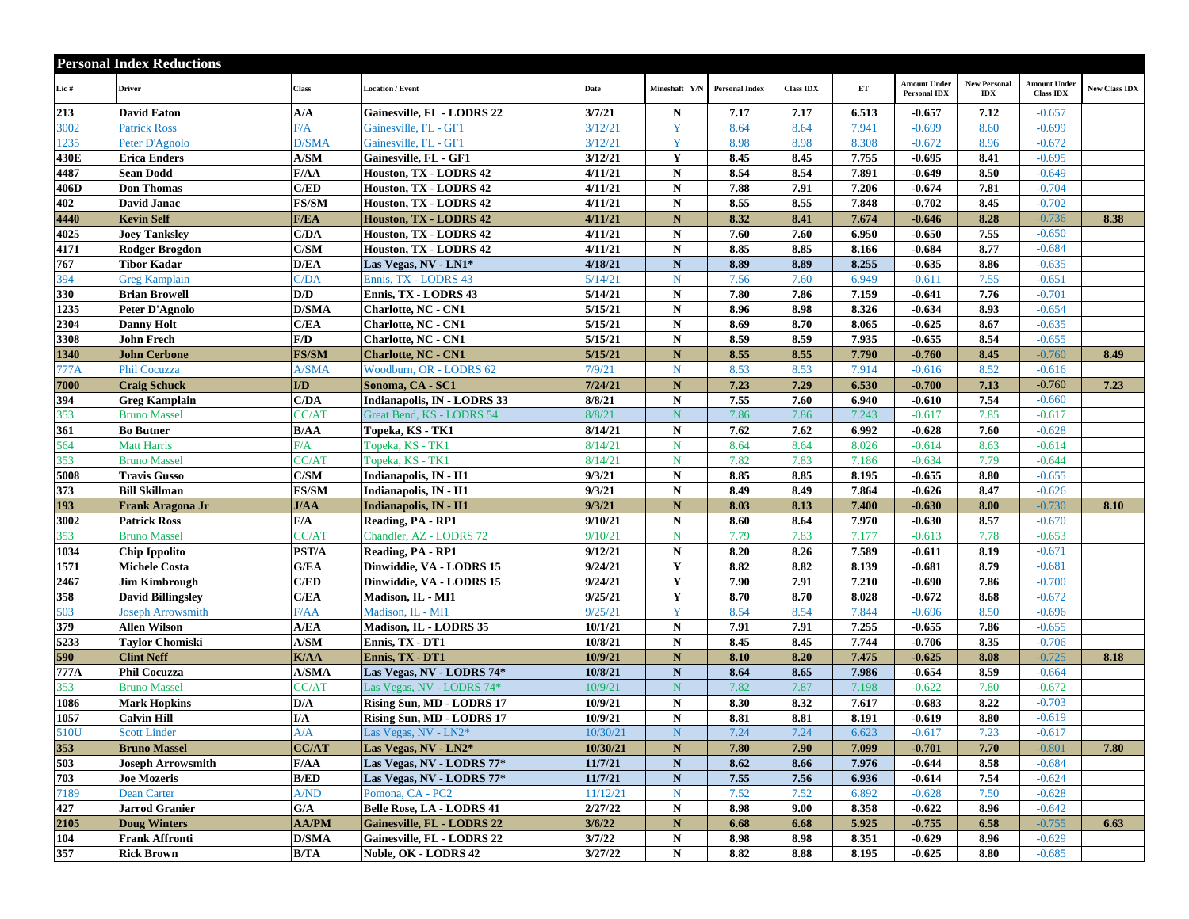## Personal Index Reductions

| Lic # | Driver | Class | Location / Event | Date | Mineshaft Y/N | Personal Index | Class IDX | ET | Amount Under Personal IDX | New Personal IDX | Amount Under Class IDX | New Class IDX |
|---|---|---|---|---|---|---|---|---|---|---|---|---|
| 213 | David Eaton | A/A | Gainesville, FL - LODRS 22 | 3/7/21 | N | 7.17 | 7.17 | 6.513 | -0.657 | 7.12 | -0.657 | |
| 3002 | Patrick Ross | F/A | Gainesville, FL - GF1 | 3/12/21 | Y | 8.64 | 8.64 | 7.941 | -0.699 | 8.60 | -0.699 | |
| 1235 | Peter D'Agnolo | D/SMA | Gainesville, FL - GF1 | 3/12/21 | Y | 8.98 | 8.98 | 8.308 | -0.672 | 8.96 | -0.672 | |
| 430E | Erica Enders | A/SM | Gainesville, FL - GF1 | 3/12/21 | Y | 8.45 | 8.45 | 7.755 | -0.695 | 8.41 | -0.695 | |
| 4487 | Sean Dodd | F/AA | Houston, TX - LODRS 42 | 4/11/21 | N | 8.54 | 8.54 | 7.891 | -0.649 | 8.50 | -0.649 | |
| 406D | Don Thomas | C/ED | Houston, TX - LODRS 42 | 4/11/21 | N | 7.88 | 7.91 | 7.206 | -0.674 | 7.81 | -0.704 | |
| 402 | David Janac | FS/SM | Houston, TX - LODRS 42 | 4/11/21 | N | 8.55 | 8.55 | 7.848 | -0.702 | 8.45 | -0.702 | |
| 4440 | Kevin Self | F/EA | Houston, TX - LODRS 42 | 4/11/21 | N | 8.32 | 8.41 | 7.674 | -0.646 | 8.28 | -0.736 | 8.38 |
| 4025 | Joey Tanksley | C/DA | Houston, TX - LODRS 42 | 4/11/21 | N | 7.60 | 7.60 | 6.950 | -0.650 | 7.55 | -0.650 | |
| 4171 | Rodger Brogdon | C/SM | Houston, TX - LODRS 42 | 4/11/21 | N | 8.85 | 8.85 | 8.166 | -0.684 | 8.77 | -0.684 | |
| 767 | Tibor Kadar | D/EA | Las Vegas, NV - LN1* | 4/18/21 | N | 8.89 | 8.89 | 8.255 | -0.635 | 8.86 | -0.635 | |
| 394 | Greg Kamplain | C/DA | Ennis, TX - LODRS 43 | 5/14/21 | N | 7.56 | 7.60 | 6.949 | -0.611 | 7.55 | -0.651 | |
| 330 | Brian Browell | D/D | Ennis, TX - LODRS 43 | 5/14/21 | N | 7.80 | 7.86 | 7.159 | -0.641 | 7.76 | -0.701 | |
| 1235 | Peter D'Agnolo | D/SMA | Charlotte, NC - CN1 | 5/15/21 | N | 8.96 | 8.98 | 8.326 | -0.634 | 8.93 | -0.654 | |
| 2304 | Danny Holt | C/EA | Charlotte, NC - CN1 | 5/15/21 | N | 8.69 | 8.70 | 8.065 | -0.625 | 8.67 | -0.635 | |
| 3308 | John Frech | F/D | Charlotte, NC - CN1 | 5/15/21 | N | 8.59 | 8.59 | 7.935 | -0.655 | 8.54 | -0.655 | |
| 1340 | John Cerbone | FS/SM | Charlotte, NC - CN1 | 5/15/21 | N | 8.55 | 8.55 | 7.790 | -0.760 | 8.45 | -0.760 | 8.49 |
| 777A | Phil Cocuzza | A/SMA | Woodburn, OR - LODRS 62 | 7/9/21 | N | 8.53 | 8.53 | 7.914 | -0.616 | 8.52 | -0.616 | |
| 7000 | Craig Schuck | I/D | Sonoma, CA - SC1 | 7/24/21 | N | 7.23 | 7.29 | 6.530 | -0.700 | 7.13 | -0.760 | 7.23 |
| 394 | Greg Kamplain | C/DA | Indianapolis, IN - LODRS 33 | 8/8/21 | N | 7.55 | 7.60 | 6.940 | -0.610 | 7.54 | -0.660 | |
| 353 | Bruno Massel | CC/AT | Great Bend, KS - LODRS 54 | 8/8/21 | N | 7.86 | 7.86 | 7.243 | -0.617 | 7.85 | -0.617 | |
| 361 | Bo Butner | B/AA | Topeka, KS - TK1 | 8/14/21 | N | 7.62 | 7.62 | 6.992 | -0.628 | 7.60 | -0.628 | |
| 564 | Matt Harris | F/A | Topeka, KS - TK1 | 8/14/21 | N | 8.64 | 8.64 | 8.026 | -0.614 | 8.63 | -0.614 | |
| 353 | Bruno Massel | CC/AT | Topeka, KS - TK1 | 8/14/21 | N | 7.82 | 7.83 | 7.186 | -0.634 | 7.79 | -0.644 | |
| 5008 | Travis Gusso | C/SM | Indianapolis, IN - II1 | 9/3/21 | N | 8.85 | 8.85 | 8.195 | -0.655 | 8.80 | -0.655 | |
| 373 | Bill Skillman | FS/SM | Indianapolis, IN - II1 | 9/3/21 | N | 8.49 | 8.49 | 7.864 | -0.626 | 8.47 | -0.626 | |
| 193 | Frank Aragona Jr | J/AA | Indianapolis, IN - II1 | 9/3/21 | N | 8.03 | 8.13 | 7.400 | -0.630 | 8.00 | -0.730 | 8.10 |
| 3002 | Patrick Ross | F/A | Reading, PA - RP1 | 9/10/21 | N | 8.60 | 8.64 | 7.970 | -0.630 | 8.57 | -0.670 | |
| 353 | Bruno Massel | CC/AT | Chandler, AZ - LODRS 72 | 9/10/21 | N | 7.79 | 7.83 | 7.177 | -0.613 | 7.78 | -0.653 | |
| 1034 | Chip Ippolito | PST/A | Reading, PA - RP1 | 9/12/21 | N | 8.20 | 8.26 | 7.589 | -0.611 | 8.19 | -0.671 | |
| 1571 | Michele Costa | G/EA | Dinwiddie, VA - LODRS 15 | 9/24/21 | Y | 8.82 | 8.82 | 8.139 | -0.681 | 8.79 | -0.681 | |
| 2467 | Jim Kimbrough | C/ED | Dinwiddie, VA - LODRS 15 | 9/24/21 | Y | 7.90 | 7.91 | 7.210 | -0.690 | 7.86 | -0.700 | |
| 358 | David Billingsley | C/EA | Madison, IL - MI1 | 9/25/21 | Y | 8.70 | 8.70 | 8.028 | -0.672 | 8.68 | -0.672 | |
| 503 | Joseph Arrowsmith | F/AA | Madison, IL - MI1 | 9/25/21 | Y | 8.54 | 8.54 | 7.844 | -0.696 | 8.50 | -0.696 | |
| 379 | Allen Wilson | A/EA | Madison, IL - LODRS 35 | 10/1/21 | N | 7.91 | 7.91 | 7.255 | -0.655 | 7.86 | -0.655 | |
| 5233 | Taylor Chomiski | A/SM | Ennis, TX - DT1 | 10/8/21 | N | 8.45 | 8.45 | 7.744 | -0.706 | 8.35 | -0.706 | |
| 590 | Clint Neff | K/AA | Ennis, TX - DT1 | 10/9/21 | N | 8.10 | 8.20 | 7.475 | -0.625 | 8.08 | -0.725 | 8.18 |
| 777A | Phil Cocuzza | A/SMA | Las Vegas, NV - LODRS 74* | 10/8/21 | N | 8.64 | 8.65 | 7.986 | -0.654 | 8.59 | -0.664 | |
| 353 | Bruno Massel | CC/AT | Las Vegas, NV - LODRS 74* | 10/9/21 | N | 7.82 | 7.87 | 7.198 | -0.622 | 7.80 | -0.672 | |
| 1086 | Mark Hopkins | D/A | Rising Sun, MD - LODRS 17 | 10/9/21 | N | 8.30 | 8.32 | 7.617 | -0.683 | 8.22 | -0.703 | |
| 1057 | Calvin Hill | I/A | Rising Sun, MD - LODRS 17 | 10/9/21 | N | 8.81 | 8.81 | 8.191 | -0.619 | 8.80 | -0.619 | |
| 510U | Scott Linder | A/A | Las Vegas, NV - LN2* | 10/30/21 | N | 7.24 | 7.24 | 6.623 | -0.617 | 7.23 | -0.617 | |
| 353 | Bruno Massel | CC/AT | Las Vegas, NV - LN2* | 10/30/21 | N | 7.80 | 7.90 | 7.099 | -0.701 | 7.70 | -0.801 | 7.80 |
| 503 | Joseph Arrowsmith | F/AA | Las Vegas, NV - LODRS 77* | 11/7/21 | N | 8.62 | 8.66 | 7.976 | -0.644 | 8.58 | -0.684 | |
| 703 | Joe Mozeris | B/ED | Las Vegas, NV - LODRS 77* | 11/7/21 | N | 7.55 | 7.56 | 6.936 | -0.614 | 7.54 | -0.624 | |
| 7189 | Dean Carter | A/ND | Pomona, CA - PC2 | 11/12/21 | N | 7.52 | 7.52 | 6.892 | -0.628 | 7.50 | -0.628 | |
| 427 | Jarrod Granier | G/A | Belle Rose, LA - LODRS 41 | 2/27/22 | N | 8.98 | 9.00 | 8.358 | -0.622 | 8.96 | -0.642 | |
| 2105 | Doug Winters | AA/PM | Gainesville, FL - LODRS 22 | 3/6/22 | N | 6.68 | 6.68 | 5.925 | -0.755 | 6.58 | -0.755 | 6.63 |
| 104 | Frank Affronti | D/SMA | Gainesville, FL - LODRS 22 | 3/7/22 | N | 8.98 | 8.98 | 8.351 | -0.629 | 8.96 | -0.629 | |
| 357 | Rick Brown | B/TA | Noble, OK - LODRS 42 | 3/27/22 | N | 8.82 | 8.88 | 8.195 | -0.625 | 8.80 | -0.685 | |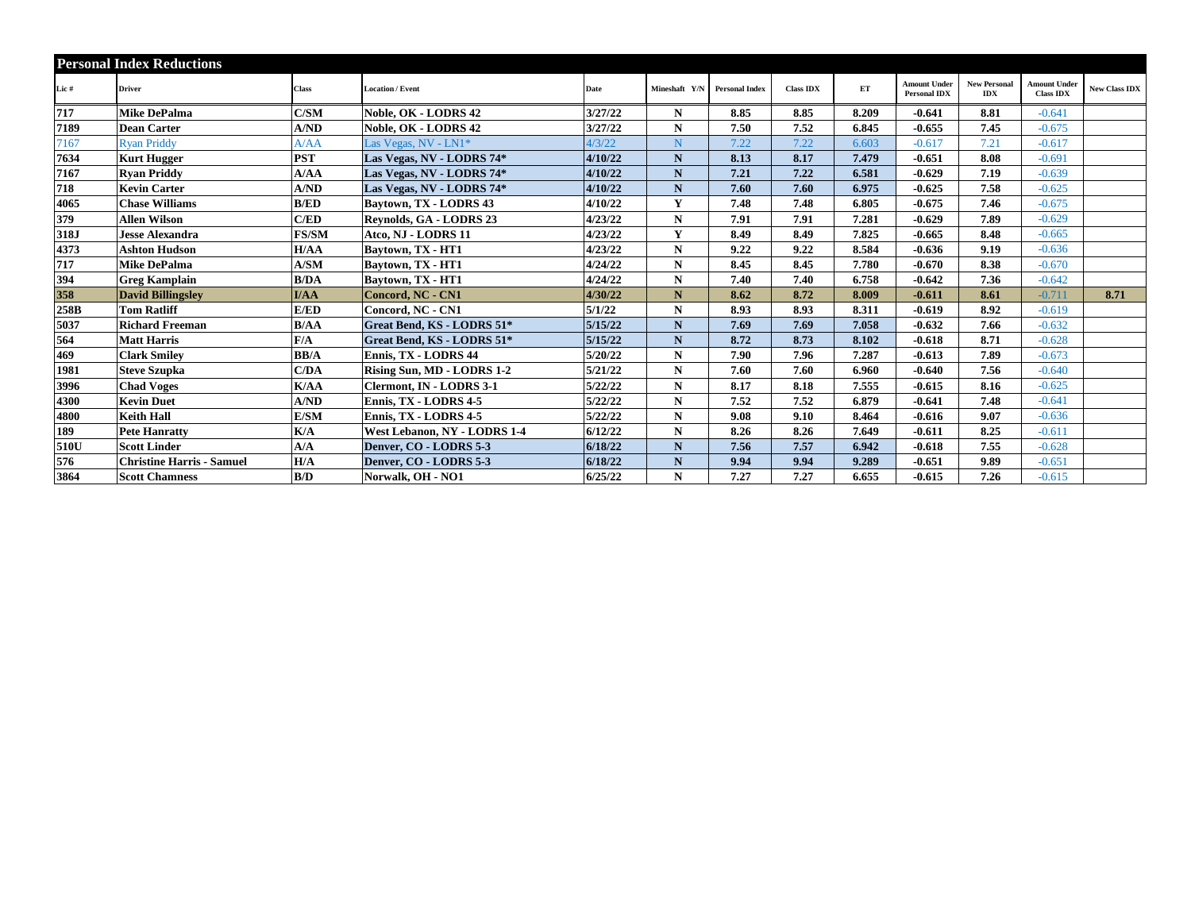## Personal Index Reductions

| Lic # | Driver | Class | Location / Event | Date | Mineshaft Y/N | Personal Index | Class IDX | ET | Amount Under Personal IDX | New Personal IDX | Amount Under Class IDX | New Class IDX |
|---|---|---|---|---|---|---|---|---|---|---|---|---|
| 717 | Mike DePalma | C/SM | Noble, OK - LODRS 42 | 3/27/22 | N | 8.85 | 8.85 | 8.209 | -0.641 | 8.81 | -0.641 | |
| 7189 | Dean Carter | A/ND | Noble, OK - LODRS 42 | 3/27/22 | N | 7.50 | 7.52 | 6.845 | -0.655 | 7.45 | -0.675 | |
| 7167 | Ryan Priddy | A/AA | Las Vegas, NV - LN1* | 4/3/22 | N | 7.22 | 7.22 | 6.603 | -0.617 | 7.21 | -0.617 | |
| 7634 | Kurt Hugger | PST | Las Vegas, NV - LODRS 74* | 4/10/22 | N | 8.13 | 8.17 | 7.479 | -0.651 | 8.08 | -0.691 | |
| 7167 | Ryan Priddy | A/AA | Las Vegas, NV - LODRS 74* | 4/10/22 | N | 7.21 | 7.22 | 6.581 | -0.629 | 7.19 | -0.639 | |
| 718 | Kevin Carter | A/ND | Las Vegas, NV - LODRS 74* | 4/10/22 | N | 7.60 | 7.60 | 6.975 | -0.625 | 7.58 | -0.625 | |
| 4065 | Chase Williams | B/ED | Baytown, TX - LODRS 43 | 4/10/22 | Y | 7.48 | 7.48 | 6.805 | -0.675 | 7.46 | -0.675 | |
| 379 | Allen Wilson | C/ED | Reynolds, GA - LODRS 23 | 4/23/22 | N | 7.91 | 7.91 | 7.281 | -0.629 | 7.89 | -0.629 | |
| 318J | Jesse Alexandra | FS/SM | Atco, NJ - LODRS 11 | 4/23/22 | Y | 8.49 | 8.49 | 7.825 | -0.665 | 8.48 | -0.665 | |
| 4373 | Ashton Hudson | H/AA | Baytown, TX - HT1 | 4/23/22 | N | 9.22 | 9.22 | 8.584 | -0.636 | 9.19 | -0.636 | |
| 717 | Mike DePalma | A/SM | Baytown, TX - HT1 | 4/24/22 | N | 8.45 | 8.45 | 7.780 | -0.670 | 8.38 | -0.670 | |
| 394 | Greg Kamplain | B/DA | Baytown, TX - HT1 | 4/24/22 | N | 7.40 | 7.40 | 6.758 | -0.642 | 7.36 | -0.642 | |
| 358 | David Billingsley | I/AA | Concord, NC - CN1 | 4/30/22 | N | 8.62 | 8.72 | 8.009 | -0.611 | 8.61 | -0.711 | 8.71 |
| 258B | Tom Ratliff | E/ED | Concord, NC - CN1 | 5/1/22 | N | 8.93 | 8.93 | 8.311 | -0.619 | 8.92 | -0.619 | |
| 5037 | Richard Freeman | B/AA | Great Bend, KS - LODRS 51* | 5/15/22 | N | 7.69 | 7.69 | 7.058 | -0.632 | 7.66 | -0.632 | |
| 564 | Matt Harris | F/A | Great Bend, KS - LODRS 51* | 5/15/22 | N | 8.72 | 8.73 | 8.102 | -0.618 | 8.71 | -0.628 | |
| 469 | Clark Smiley | BB/A | Ennis, TX - LODRS 44 | 5/20/22 | N | 7.90 | 7.96 | 7.287 | -0.613 | 7.89 | -0.673 | |
| 1981 | Steve Szupka | C/DA | Rising Sun, MD - LODRS 1-2 | 5/21/22 | N | 7.60 | 7.60 | 6.960 | -0.640 | 7.56 | -0.640 | |
| 3996 | Chad Voges | K/AA | Clermont, IN - LODRS 3-1 | 5/22/22 | N | 8.17 | 8.18 | 7.555 | -0.615 | 8.16 | -0.625 | |
| 4300 | Kevin Duet | A/ND | Ennis, TX - LODRS 4-5 | 5/22/22 | N | 7.52 | 7.52 | 6.879 | -0.641 | 7.48 | -0.641 | |
| 4800 | Keith Hall | E/SM | Ennis, TX - LODRS 4-5 | 5/22/22 | N | 9.08 | 9.10 | 8.464 | -0.616 | 9.07 | -0.636 | |
| 189 | Pete Hanratty | K/A | West Lebanon, NY - LODRS 1-4 | 6/12/22 | N | 8.26 | 8.26 | 7.649 | -0.611 | 8.25 | -0.611 | |
| 510U | Scott Linder | A/A | Denver, CO - LODRS 5-3 | 6/18/22 | N | 7.56 | 7.57 | 6.942 | -0.618 | 7.55 | -0.628 | |
| 576 | Christine Harris - Samuel | H/A | Denver, CO - LODRS 5-3 | 6/18/22 | N | 9.94 | 9.94 | 9.289 | -0.651 | 9.89 | -0.651 | |
| 3864 | Scott Chamness | B/D | Norwalk, OH - NO1 | 6/25/22 | N | 7.27 | 7.27 | 6.655 | -0.615 | 7.26 | -0.615 | |